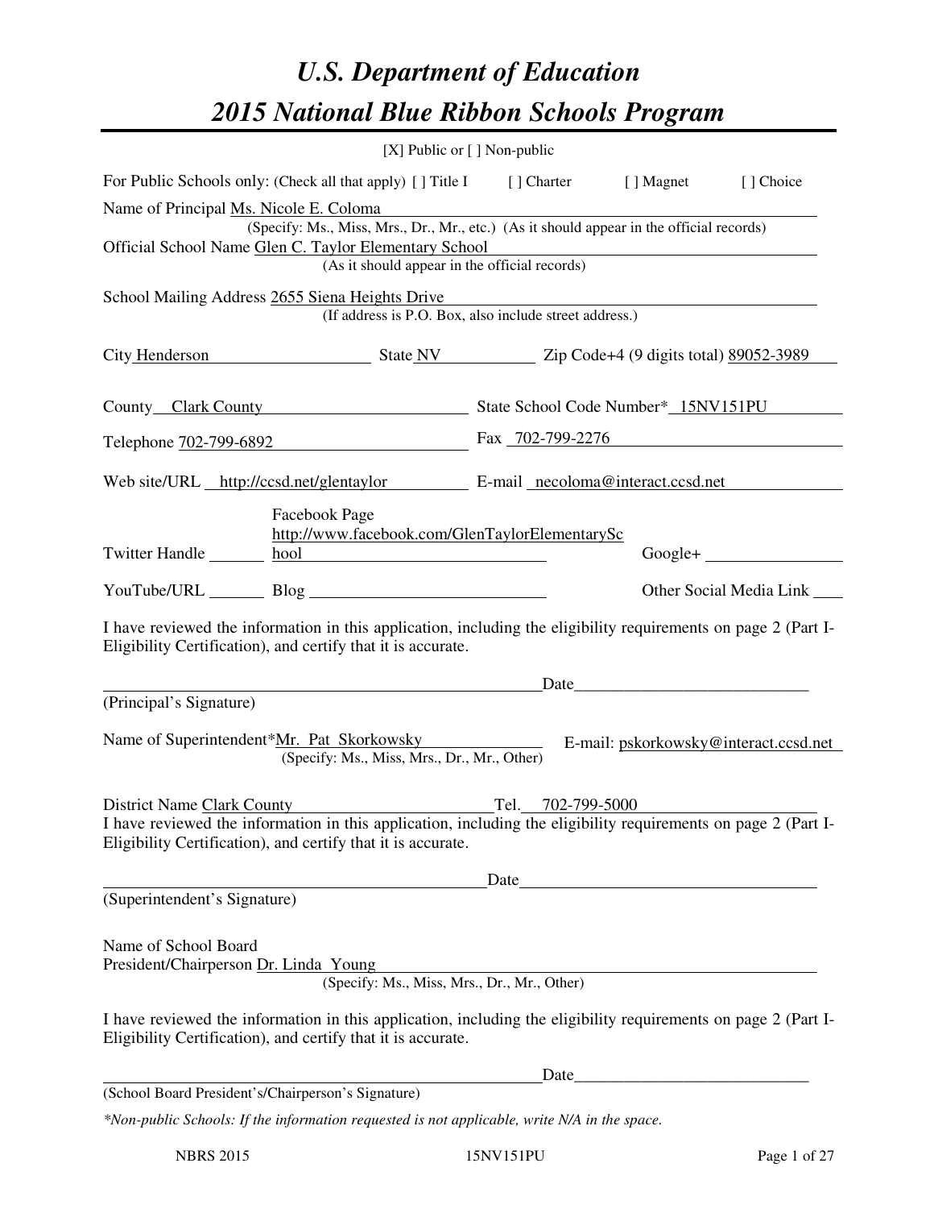# U.S. Department of Education
# 2015 National Blue Ribbon Schools Program

[X] Public or [ ] Non-public

For Public Schools only: (Check all that apply) [ ] Title I [ ] Charter [ ] Magnet [ ] Choice

Name of Principal Ms. Nicole E. Coloma
(Specify: Ms., Miss, Mrs., Dr., Mr., etc.) (As it should appear in the official records)

Official School Name Glen C. Taylor Elementary School
(As it should appear in the official records)

School Mailing Address 2655 Siena Heights Drive
(If address is P.O. Box, also include street address.)

City Henderson State NV Zip Code+4 (9 digits total) 89052-3989

County Clark County State School Code Number* 15NV151PU

Telephone 702-799-6892 Fax 702-799-2276

Web site/URL http://ccsd.net/glentaylor E-mail necoloma@interact.ccsd.net

Twitter Handle ______ Facebook Page http://www.facebook.com/GlenTaylorElementarySchool Google+ ______

YouTube/URL ______ Blog ______ Other Social Media Link ______

I have reviewed the information in this application, including the eligibility requirements on page 2 (Part I-Eligibility Certification), and certify that it is accurate.

_______________________________________ Date_______________________
(Principal's Signature)

Name of Superintendent*Mr. Pat Skorkowsky E-mail: pskorkowsky@interact.ccsd.net
(Specify: Ms., Miss, Mrs., Dr., Mr., Other)

District Name Clark County Tel. 702-799-5000

I have reviewed the information in this application, including the eligibility requirements on page 2 (Part I-Eligibility Certification), and certify that it is accurate.

_______________________________________ Date_______________________
(Superintendent's Signature)

Name of School Board
President/Chairperson Dr. Linda Young
(Specify: Ms., Miss, Mrs., Dr., Mr., Other)

I have reviewed the information in this application, including the eligibility requirements on page 2 (Part I-Eligibility Certification), and certify that it is accurate.

_______________________________________ Date_______________________
(School Board President's/Chairperson's Signature)

*\*Non-public Schools: If the information requested is not applicable, write N/A in the space.*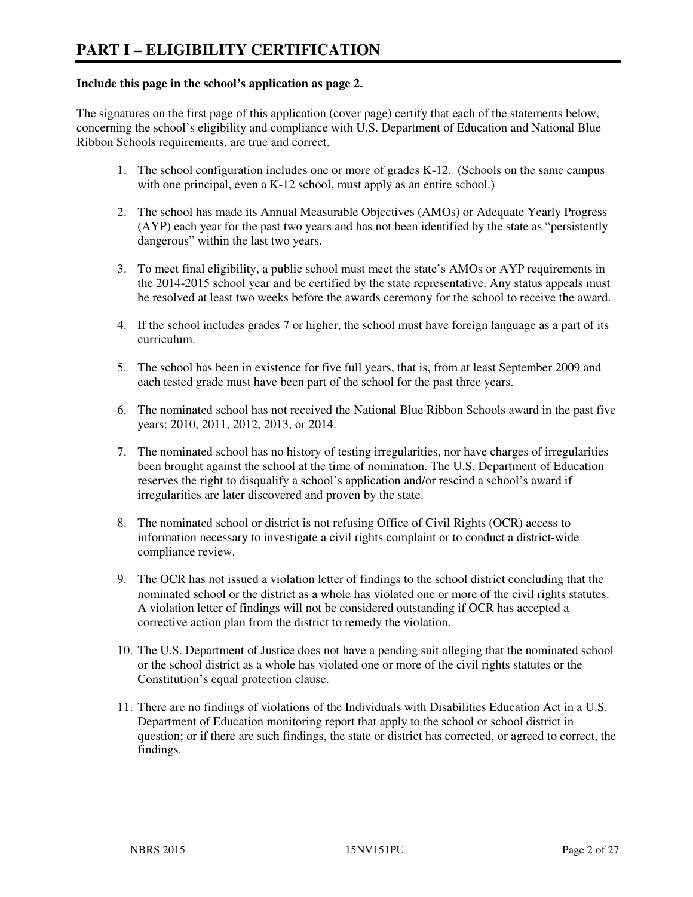# PART I – ELIGIBILITY CERTIFICATION

**Include this page in the school's application as page 2.**

The signatures on the first page of this application (cover page) certify that each of the statements below, concerning the school's eligibility and compliance with U.S. Department of Education and National Blue Ribbon Schools requirements, are true and correct.

1. The school configuration includes one or more of grades K-12. (Schools on the same campus with one principal, even a K-12 school, must apply as an entire school.)

2. The school has made its Annual Measurable Objectives (AMOs) or Adequate Yearly Progress (AYP) each year for the past two years and has not been identified by the state as "persistently dangerous" within the last two years.

3. To meet final eligibility, a public school must meet the state's AMOs or AYP requirements in the 2014-2015 school year and be certified by the state representative. Any status appeals must be resolved at least two weeks before the awards ceremony for the school to receive the award.

4. If the school includes grades 7 or higher, the school must have foreign language as a part of its curriculum.

5. The school has been in existence for five full years, that is, from at least September 2009 and each tested grade must have been part of the school for the past three years.

6. The nominated school has not received the National Blue Ribbon Schools award in the past five years: 2010, 2011, 2012, 2013, or 2014.

7. The nominated school has no history of testing irregularities, nor have charges of irregularities been brought against the school at the time of nomination. The U.S. Department of Education reserves the right to disqualify a school's application and/or rescind a school's award if irregularities are later discovered and proven by the state.

8. The nominated school or district is not refusing Office of Civil Rights (OCR) access to information necessary to investigate a civil rights complaint or to conduct a district-wide compliance review.

9. The OCR has not issued a violation letter of findings to the school district concluding that the nominated school or the district as a whole has violated one or more of the civil rights statutes. A violation letter of findings will not be considered outstanding if OCR has accepted a corrective action plan from the district to remedy the violation.

10. The U.S. Department of Justice does not have a pending suit alleging that the nominated school or the school district as a whole has violated one or more of the civil rights statutes or the Constitution's equal protection clause.

11. There are no findings of violations of the Individuals with Disabilities Education Act in a U.S. Department of Education monitoring report that apply to the school or school district in question; or if there are such findings, the state or district has corrected, or agreed to correct, the findings.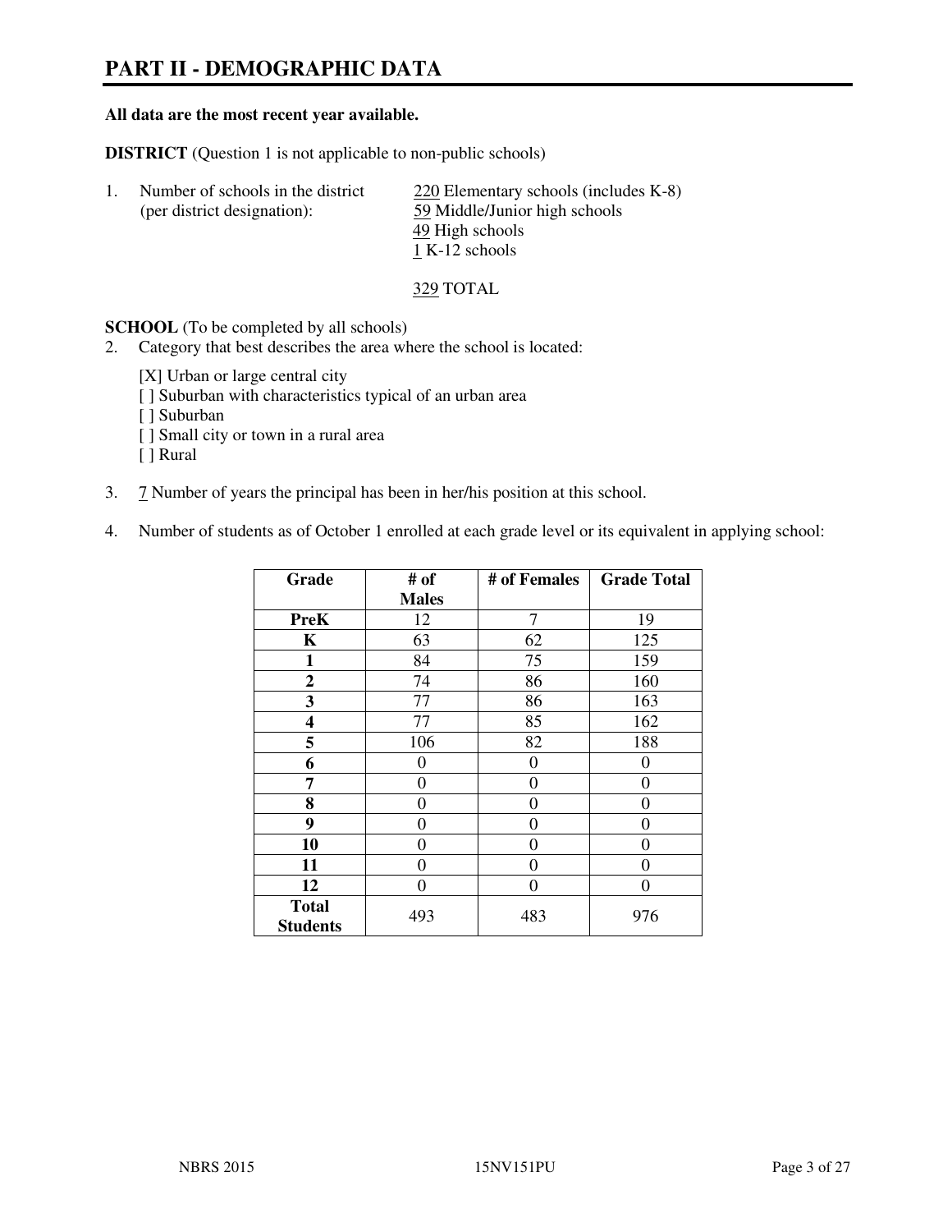# PART II - DEMOGRAPHIC DATA

**All data are the most recent year available.**

**DISTRICT** (Question 1 is not applicable to non-public schools)

1. Number of schools in the district (per district designation):
   - 220 Elementary schools (includes K-8)
   - 59 Middle/Junior high schools
   - 49 High schools
   - 1 K-12 schools

   329 TOTAL

**SCHOOL** (To be completed by all schools)

2. Category that best describes the area where the school is located:

   [X] Urban or large central city
   [ ] Suburban with characteristics typical of an urban area
   [ ] Suburban
   [ ] Small city or town in a rural area
   [ ] Rural

3. 7 Number of years the principal has been in her/his position at this school.

4. Number of students as of October 1 enrolled at each grade level or its equivalent in applying school:

| Grade | # of Males | # of Females | Grade Total |
|---|---|---|---|
| **PreK** | 12 | 7 | 19 |
| **K** | 63 | 62 | 125 |
| **1** | 84 | 75 | 159 |
| **2** | 74 | 86 | 160 |
| **3** | 77 | 86 | 163 |
| **4** | 77 | 85 | 162 |
| **5** | 106 | 82 | 188 |
| **6** | 0 | 0 | 0 |
| **7** | 0 | 0 | 0 |
| **8** | 0 | 0 | 0 |
| **9** | 0 | 0 | 0 |
| **10** | 0 | 0 | 0 |
| **11** | 0 | 0 | 0 |
| **12** | 0 | 0 | 0 |
| **Total Students** | 493 | 483 | 976 |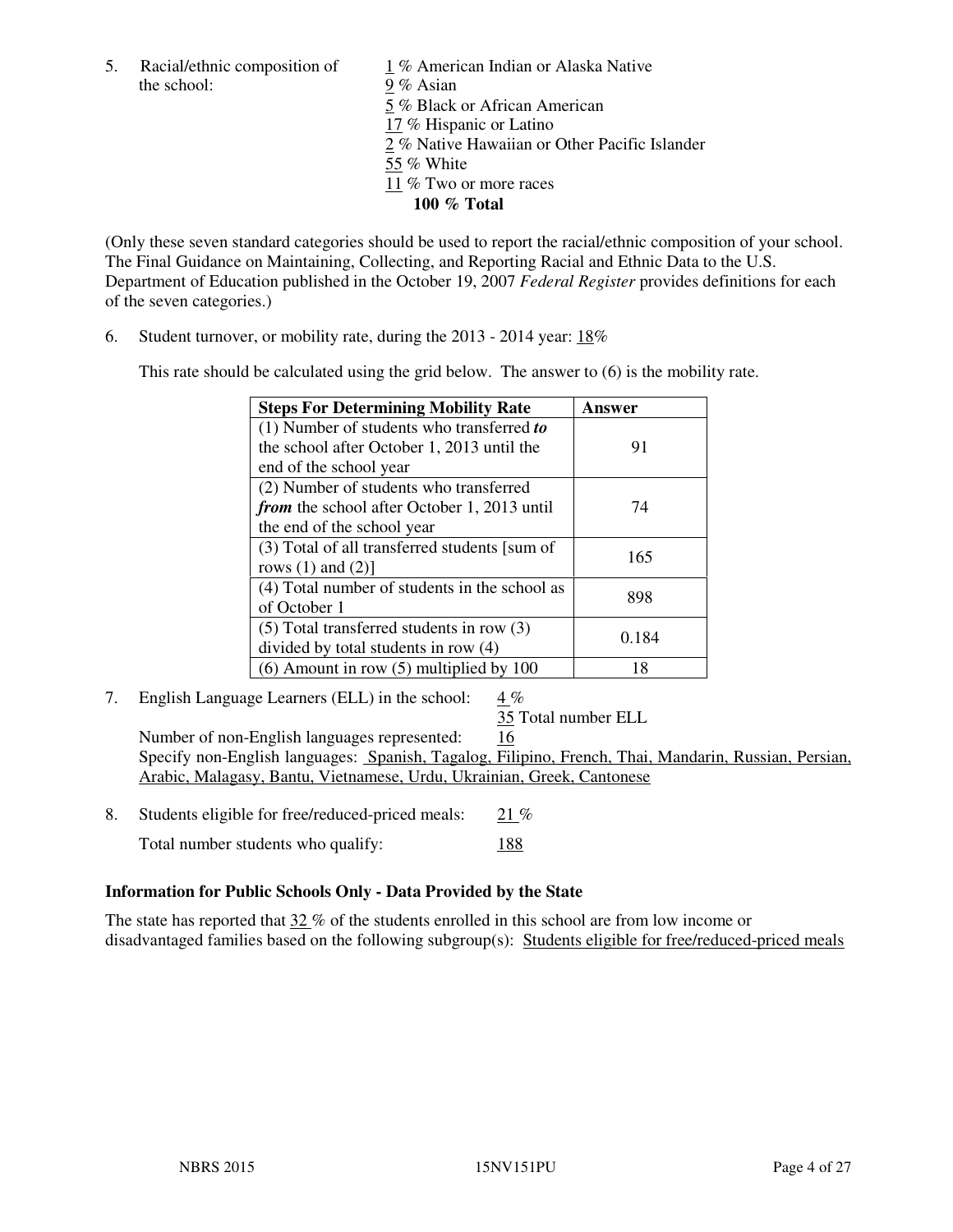5. Racial/ethnic composition of the school:

1 % American Indian or Alaska Native
9 % Asian
5 % Black or African American
17 % Hispanic or Latino
2 % Native Hawaiian or Other Pacific Islander
55 % White
11 % Two or more races
**100 % Total**

(Only these seven standard categories should be used to report the racial/ethnic composition of your school. The Final Guidance on Maintaining, Collecting, and Reporting Racial and Ethnic Data to the U.S. Department of Education published in the October 19, 2007 *Federal Register* provides definitions for each of the seven categories.)

6. Student turnover, or mobility rate, during the 2013 - 2014 year: 18%

This rate should be calculated using the grid below. The answer to (6) is the mobility rate.

| **Steps For Determining Mobility Rate** | **Answer** |
|---|---|
| (1) Number of students who transferred ***to*** the school after October 1, 2013 until the end of the school year | 91 |
| (2) Number of students who transferred ***from*** the school after October 1, 2013 until the end of the school year | 74 |
| (3) Total of all transferred students [sum of rows (1) and (2)] | 165 |
| (4) Total number of students in the school as of October 1 | 898 |
| (5) Total transferred students in row (3) divided by total students in row (4) | 0.184 |
| (6) Amount in row (5) multiplied by 100 | 18 |

7. English Language Learners (ELL) in the school: 4 %
35 Total number ELL
Number of non-English languages represented: 16
Specify non-English languages: Spanish, Tagalog, Filipino, French, Thai, Mandarin, Russian, Persian, Arabic, Malagasy, Bantu, Vietnamese, Urdu, Ukrainian, Greek, Cantonese

8. Students eligible for free/reduced-priced meals: 21 %
Total number students who qualify: 188

### Information for Public Schools Only - Data Provided by the State

The state has reported that 32 % of the students enrolled in this school are from low income or disadvantaged families based on the following subgroup(s): Students eligible for free/reduced-priced meals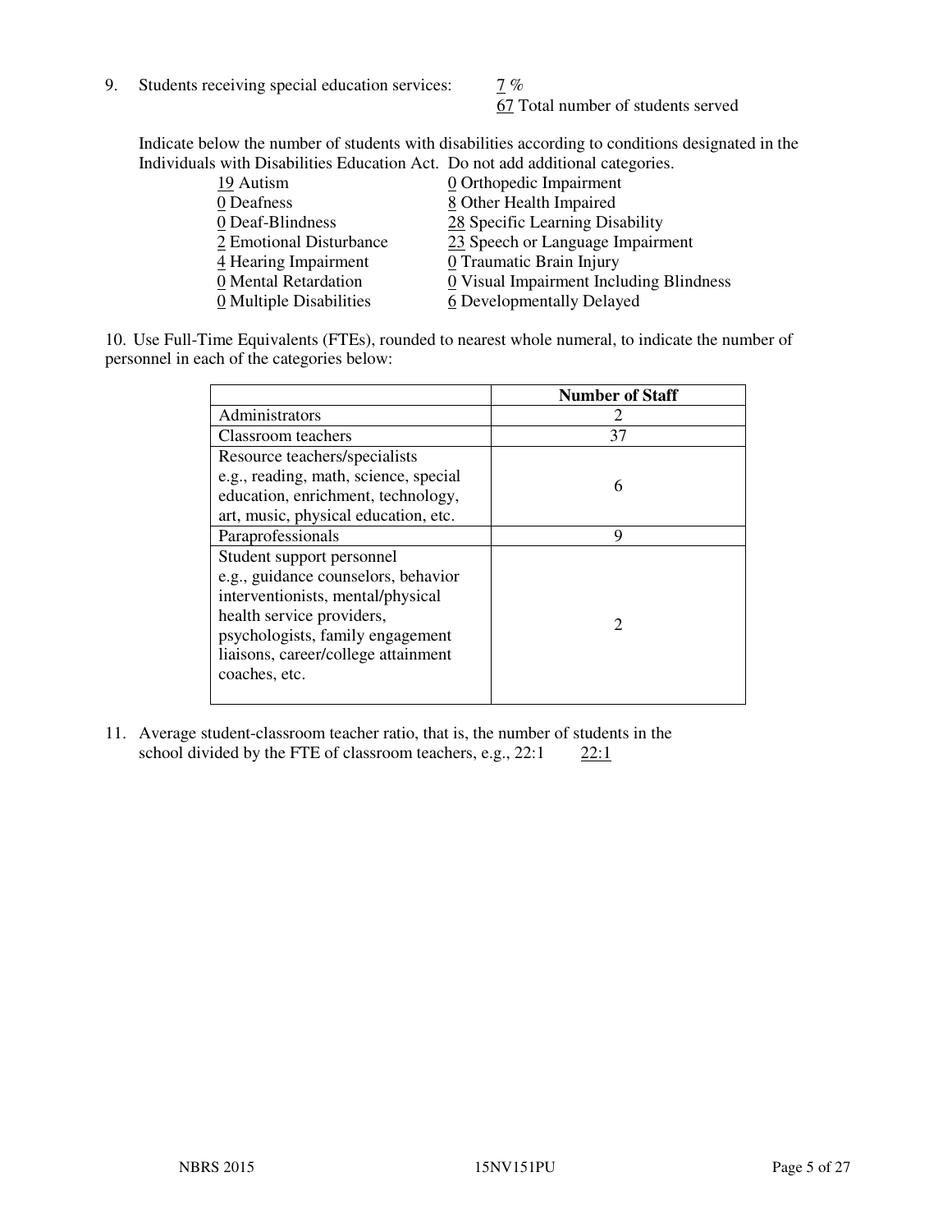9. Students receiving special education services: 7 %
67 Total number of students served

Indicate below the number of students with disabilities according to conditions designated in the Individuals with Disabilities Education Act. Do not add additional categories.

19 Autism
0 Deafness
0 Deaf-Blindness
2 Emotional Disturbance
4 Hearing Impairment
0 Mental Retardation
0 Multiple Disabilities
0 Orthopedic Impairment
8 Other Health Impaired
28 Specific Learning Disability
23 Speech or Language Impairment
0 Traumatic Brain Injury
0 Visual Impairment Including Blindness
6 Developmentally Delayed

10. Use Full-Time Equivalents (FTEs), rounded to nearest whole numeral, to indicate the number of personnel in each of the categories below:

| | Number of Staff |
|---|---|
| Administrators | 2 |
| Classroom teachers | 37 |
| Resource teachers/specialists e.g., reading, math, science, special education, enrichment, technology, art, music, physical education, etc. | 6 |
| Paraprofessionals | 9 |
| Student support personnel e.g., guidance counselors, behavior interventionists, mental/physical health service providers, psychologists, family engagement liaisons, career/college attainment coaches, etc. | 2 |

11. Average student-classroom teacher ratio, that is, the number of students in the school divided by the FTE of classroom teachers, e.g., 22:1 22:1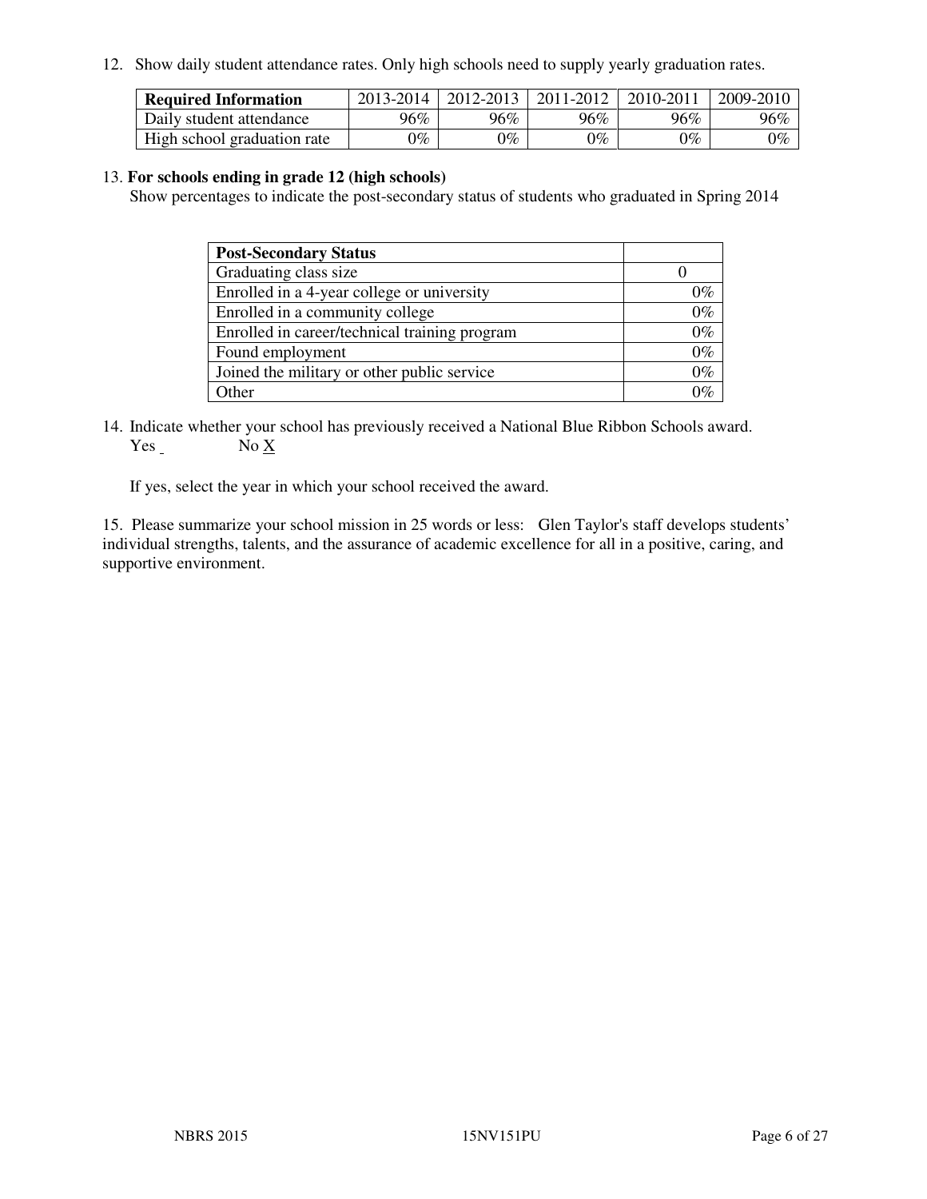12. Show daily student attendance rates. Only high schools need to supply yearly graduation rates.

| **Required Information** | 2013-2014 | 2012-2013 | 2011-2012 | 2010-2011 | 2009-2010 |
|---|---|---|---|---|---|
| Daily student attendance | 96% | 96% | 96% | 96% | 96% |
| High school graduation rate | 0% | 0% | 0% | 0% | 0% |

13. **For schools ending in grade 12 (high schools)**
Show percentages to indicate the post-secondary status of students who graduated in Spring 2014

| **Post-Secondary Status** | |
|---|---|
| Graduating class size | 0 |
| Enrolled in a 4-year college or university | 0% |
| Enrolled in a community college | 0% |
| Enrolled in career/technical training program | 0% |
| Found employment | 0% |
| Joined the military or other public service | 0% |
| Other | 0% |

14. Indicate whether your school has previously received a National Blue Ribbon Schools award.
Yes _ No X

If yes, select the year in which your school received the award.

15. Please summarize your school mission in 25 words or less: Glen Taylor's staff develops students' individual strengths, talents, and the assurance of academic excellence for all in a positive, caring, and supportive environment.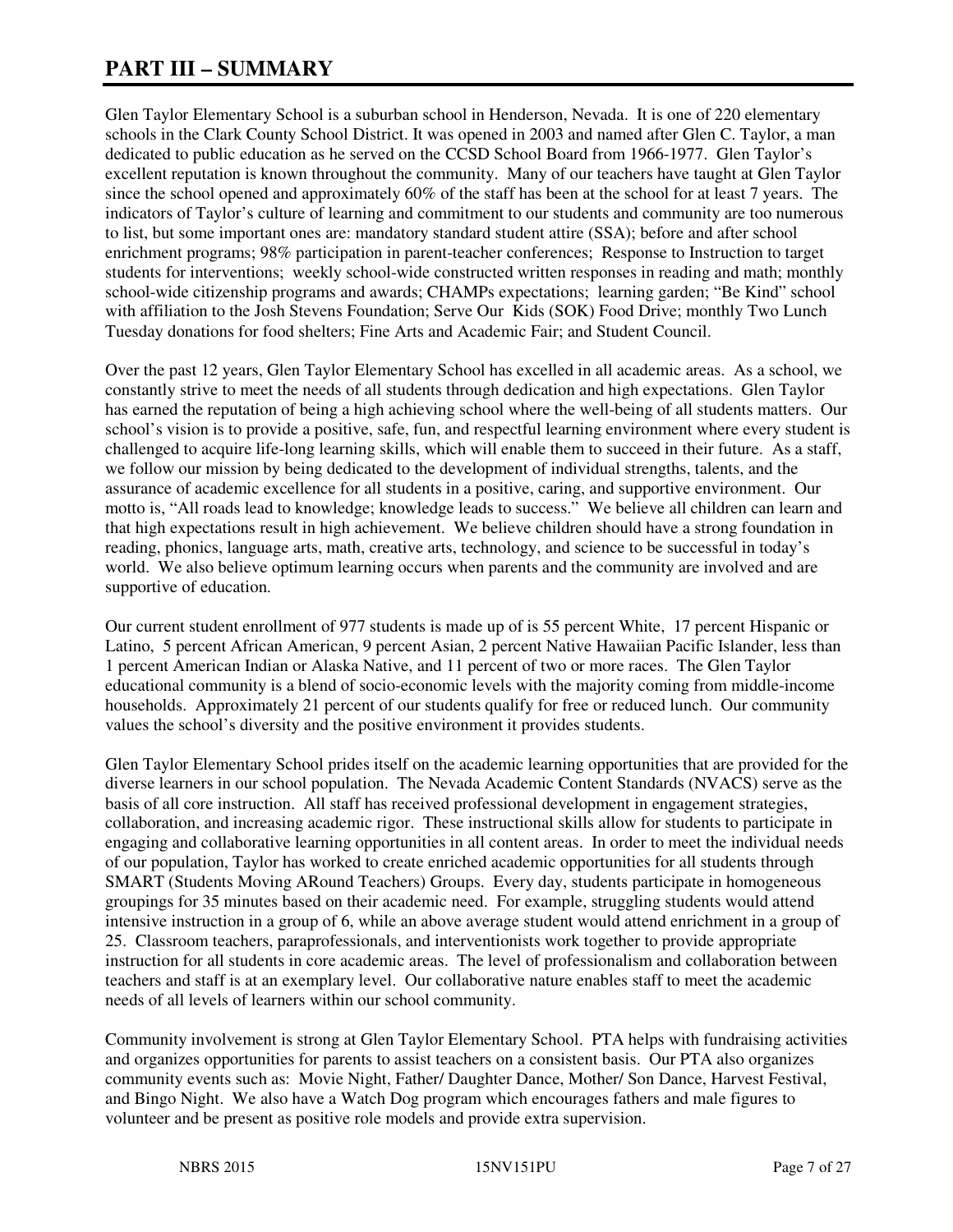# PART III – SUMMARY

Glen Taylor Elementary School is a suburban school in Henderson, Nevada. It is one of 220 elementary schools in the Clark County School District. It was opened in 2003 and named after Glen C. Taylor, a man dedicated to public education as he served on the CCSD School Board from 1966-1977. Glen Taylor's excellent reputation is known throughout the community. Many of our teachers have taught at Glen Taylor since the school opened and approximately 60% of the staff has been at the school for at least 7 years. The indicators of Taylor's culture of learning and commitment to our students and community are too numerous to list, but some important ones are: mandatory standard student attire (SSA); before and after school enrichment programs; 98% participation in parent-teacher conferences; Response to Instruction to target students for interventions; weekly school-wide constructed written responses in reading and math; monthly school-wide citizenship programs and awards; CHAMPs expectations; learning garden; "Be Kind" school with affiliation to the Josh Stevens Foundation; Serve Our Kids (SOK) Food Drive; monthly Two Lunch Tuesday donations for food shelters; Fine Arts and Academic Fair; and Student Council.

Over the past 12 years, Glen Taylor Elementary School has excelled in all academic areas. As a school, we constantly strive to meet the needs of all students through dedication and high expectations. Glen Taylor has earned the reputation of being a high achieving school where the well-being of all students matters. Our school's vision is to provide a positive, safe, fun, and respectful learning environment where every student is challenged to acquire life-long learning skills, which will enable them to succeed in their future. As a staff, we follow our mission by being dedicated to the development of individual strengths, talents, and the assurance of academic excellence for all students in a positive, caring, and supportive environment. Our motto is, "All roads lead to knowledge; knowledge leads to success." We believe all children can learn and that high expectations result in high achievement. We believe children should have a strong foundation in reading, phonics, language arts, math, creative arts, technology, and science to be successful in today's world. We also believe optimum learning occurs when parents and the community are involved and are supportive of education.

Our current student enrollment of 977 students is made up of is 55 percent White, 17 percent Hispanic or Latino, 5 percent African American, 9 percent Asian, 2 percent Native Hawaiian Pacific Islander, less than 1 percent American Indian or Alaska Native, and 11 percent of two or more races. The Glen Taylor educational community is a blend of socio-economic levels with the majority coming from middle-income households. Approximately 21 percent of our students qualify for free or reduced lunch. Our community values the school's diversity and the positive environment it provides students.

Glen Taylor Elementary School prides itself on the academic learning opportunities that are provided for the diverse learners in our school population. The Nevada Academic Content Standards (NVACS) serve as the basis of all core instruction. All staff has received professional development in engagement strategies, collaboration, and increasing academic rigor. These instructional skills allow for students to participate in engaging and collaborative learning opportunities in all content areas. In order to meet the individual needs of our population, Taylor has worked to create enriched academic opportunities for all students through SMART (Students Moving ARound Teachers) Groups. Every day, students participate in homogeneous groupings for 35 minutes based on their academic need. For example, struggling students would attend intensive instruction in a group of 6, while an above average student would attend enrichment in a group of 25. Classroom teachers, paraprofessionals, and interventionists work together to provide appropriate instruction for all students in core academic areas. The level of professionalism and collaboration between teachers and staff is at an exemplary level. Our collaborative nature enables staff to meet the academic needs of all levels of learners within our school community.

Community involvement is strong at Glen Taylor Elementary School. PTA helps with fundraising activities and organizes opportunities for parents to assist teachers on a consistent basis. Our PTA also organizes community events such as: Movie Night, Father/ Daughter Dance, Mother/ Son Dance, Harvest Festival, and Bingo Night. We also have a Watch Dog program which encourages fathers and male figures to volunteer and be present as positive role models and provide extra supervision.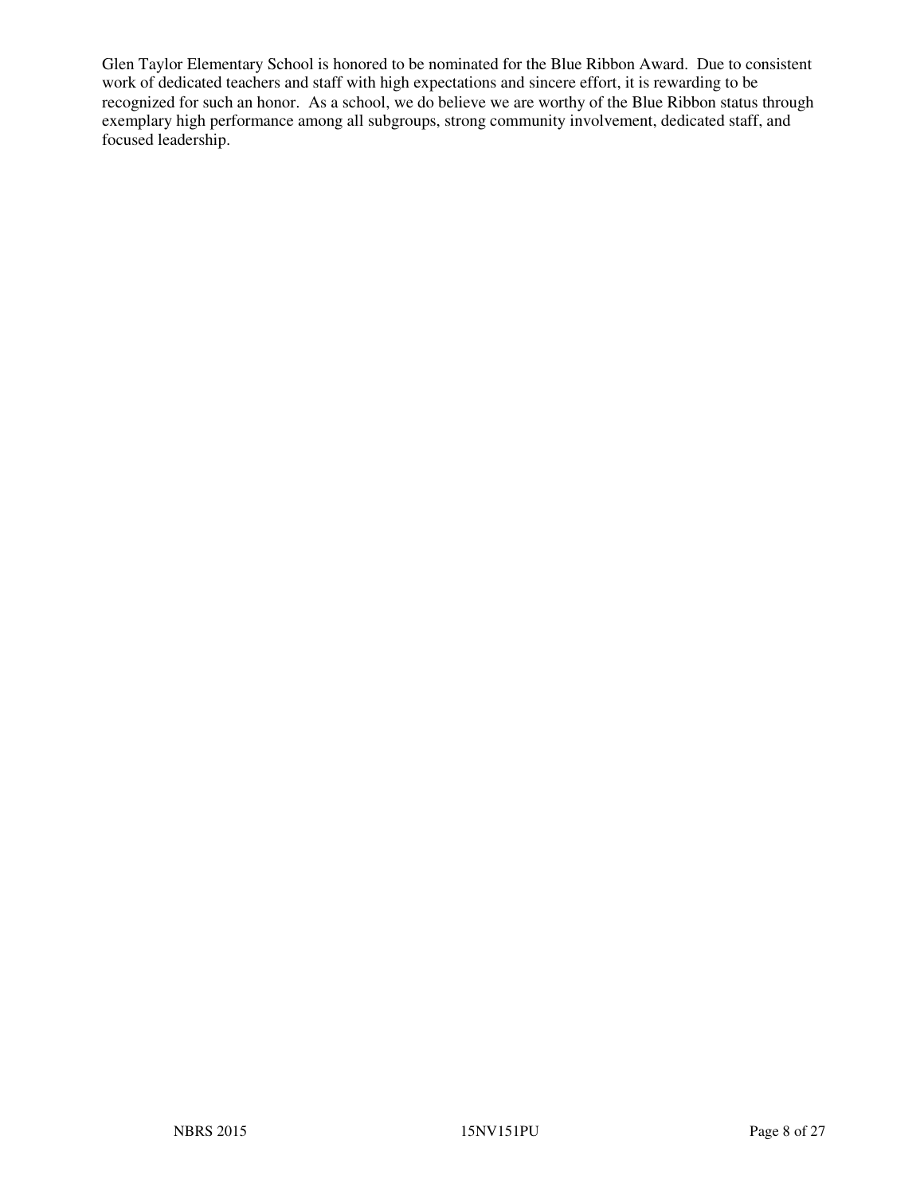Glen Taylor Elementary School is honored to be nominated for the Blue Ribbon Award. Due to consistent work of dedicated teachers and staff with high expectations and sincere effort, it is rewarding to be recognized for such an honor. As a school, we do believe we are worthy of the Blue Ribbon status through exemplary high performance among all subgroups, strong community involvement, dedicated staff, and focused leadership.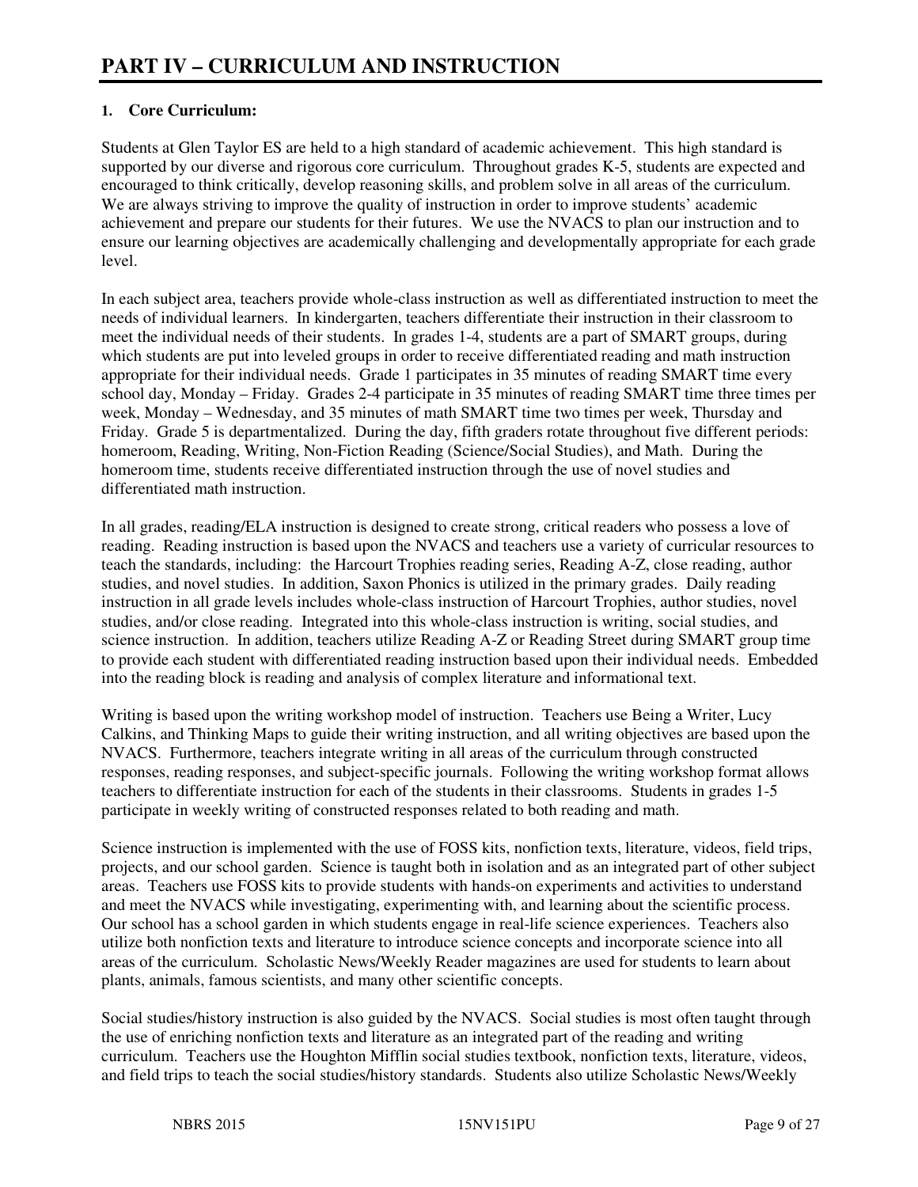# PART IV – CURRICULUM AND INSTRUCTION

**1. Core Curriculum:**

Students at Glen Taylor ES are held to a high standard of academic achievement. This high standard is supported by our diverse and rigorous core curriculum. Throughout grades K-5, students are expected and encouraged to think critically, develop reasoning skills, and problem solve in all areas of the curriculum. We are always striving to improve the quality of instruction in order to improve students' academic achievement and prepare our students for their futures. We use the NVACS to plan our instruction and to ensure our learning objectives are academically challenging and developmentally appropriate for each grade level.

In each subject area, teachers provide whole-class instruction as well as differentiated instruction to meet the needs of individual learners. In kindergarten, teachers differentiate their instruction in their classroom to meet the individual needs of their students. In grades 1-4, students are a part of SMART groups, during which students are put into leveled groups in order to receive differentiated reading and math instruction appropriate for their individual needs. Grade 1 participates in 35 minutes of reading SMART time every school day, Monday – Friday. Grades 2-4 participate in 35 minutes of reading SMART time three times per week, Monday – Wednesday, and 35 minutes of math SMART time two times per week, Thursday and Friday. Grade 5 is departmentalized. During the day, fifth graders rotate throughout five different periods: homeroom, Reading, Writing, Non-Fiction Reading (Science/Social Studies), and Math. During the homeroom time, students receive differentiated instruction through the use of novel studies and differentiated math instruction.

In all grades, reading/ELA instruction is designed to create strong, critical readers who possess a love of reading. Reading instruction is based upon the NVACS and teachers use a variety of curricular resources to teach the standards, including: the Harcourt Trophies reading series, Reading A-Z, close reading, author studies, and novel studies. In addition, Saxon Phonics is utilized in the primary grades. Daily reading instruction in all grade levels includes whole-class instruction of Harcourt Trophies, author studies, novel studies, and/or close reading. Integrated into this whole-class instruction is writing, social studies, and science instruction. In addition, teachers utilize Reading A-Z or Reading Street during SMART group time to provide each student with differentiated reading instruction based upon their individual needs. Embedded into the reading block is reading and analysis of complex literature and informational text.

Writing is based upon the writing workshop model of instruction. Teachers use Being a Writer, Lucy Calkins, and Thinking Maps to guide their writing instruction, and all writing objectives are based upon the NVACS. Furthermore, teachers integrate writing in all areas of the curriculum through constructed responses, reading responses, and subject-specific journals. Following the writing workshop format allows teachers to differentiate instruction for each of the students in their classrooms. Students in grades 1-5 participate in weekly writing of constructed responses related to both reading and math.

Science instruction is implemented with the use of FOSS kits, nonfiction texts, literature, videos, field trips, projects, and our school garden. Science is taught both in isolation and as an integrated part of other subject areas. Teachers use FOSS kits to provide students with hands-on experiments and activities to understand and meet the NVACS while investigating, experimenting with, and learning about the scientific process. Our school has a school garden in which students engage in real-life science experiences. Teachers also utilize both nonfiction texts and literature to introduce science concepts and incorporate science into all areas of the curriculum. Scholastic News/Weekly Reader magazines are used for students to learn about plants, animals, famous scientists, and many other scientific concepts.

Social studies/history instruction is also guided by the NVACS. Social studies is most often taught through the use of enriching nonfiction texts and literature as an integrated part of the reading and writing curriculum. Teachers use the Houghton Mifflin social studies textbook, nonfiction texts, literature, videos, and field trips to teach the social studies/history standards. Students also utilize Scholastic News/Weekly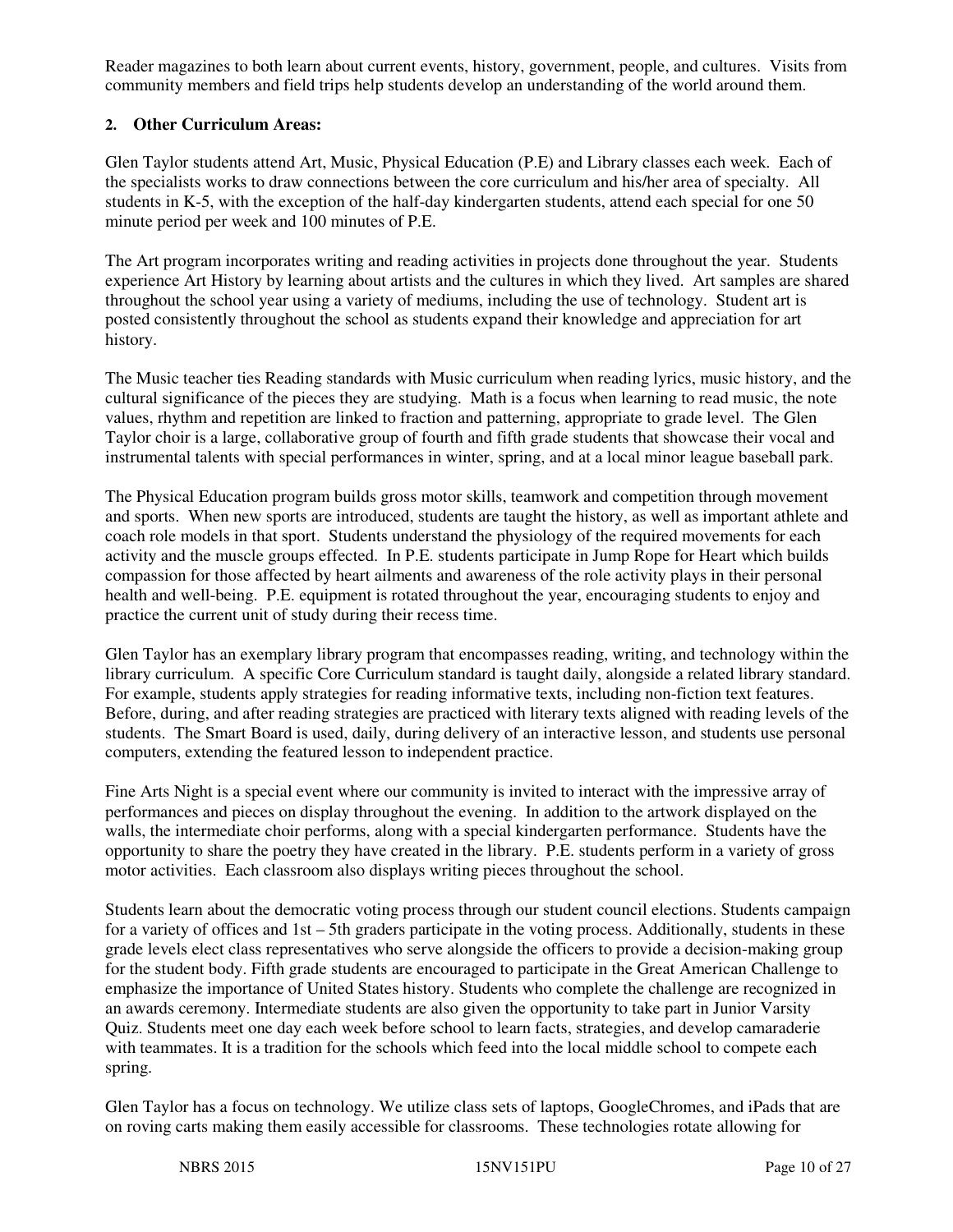Reader magazines to both learn about current events, history, government, people, and cultures. Visits from community members and field trips help students develop an understanding of the world around them.

**2. Other Curriculum Areas:**

Glen Taylor students attend Art, Music, Physical Education (P.E) and Library classes each week. Each of the specialists works to draw connections between the core curriculum and his/her area of specialty. All students in K-5, with the exception of the half-day kindergarten students, attend each special for one 50 minute period per week and 100 minutes of P.E.

The Art program incorporates writing and reading activities in projects done throughout the year. Students experience Art History by learning about artists and the cultures in which they lived. Art samples are shared throughout the school year using a variety of mediums, including the use of technology. Student art is posted consistently throughout the school as students expand their knowledge and appreciation for art history.

The Music teacher ties Reading standards with Music curriculum when reading lyrics, music history, and the cultural significance of the pieces they are studying. Math is a focus when learning to read music, the note values, rhythm and repetition are linked to fraction and patterning, appropriate to grade level. The Glen Taylor choir is a large, collaborative group of fourth and fifth grade students that showcase their vocal and instrumental talents with special performances in winter, spring, and at a local minor league baseball park.

The Physical Education program builds gross motor skills, teamwork and competition through movement and sports. When new sports are introduced, students are taught the history, as well as important athlete and coach role models in that sport. Students understand the physiology of the required movements for each activity and the muscle groups effected. In P.E. students participate in Jump Rope for Heart which builds compassion for those affected by heart ailments and awareness of the role activity plays in their personal health and well-being. P.E. equipment is rotated throughout the year, encouraging students to enjoy and practice the current unit of study during their recess time.

Glen Taylor has an exemplary library program that encompasses reading, writing, and technology within the library curriculum. A specific Core Curriculum standard is taught daily, alongside a related library standard. For example, students apply strategies for reading informative texts, including non-fiction text features. Before, during, and after reading strategies are practiced with literary texts aligned with reading levels of the students. The Smart Board is used, daily, during delivery of an interactive lesson, and students use personal computers, extending the featured lesson to independent practice.

Fine Arts Night is a special event where our community is invited to interact with the impressive array of performances and pieces on display throughout the evening. In addition to the artwork displayed on the walls, the intermediate choir performs, along with a special kindergarten performance. Students have the opportunity to share the poetry they have created in the library. P.E. students perform in a variety of gross motor activities. Each classroom also displays writing pieces throughout the school.

Students learn about the democratic voting process through our student council elections. Students campaign for a variety of offices and 1st – 5th graders participate in the voting process. Additionally, students in these grade levels elect class representatives who serve alongside the officers to provide a decision-making group for the student body. Fifth grade students are encouraged to participate in the Great American Challenge to emphasize the importance of United States history. Students who complete the challenge are recognized in an awards ceremony. Intermediate students are also given the opportunity to take part in Junior Varsity Quiz. Students meet one day each week before school to learn facts, strategies, and develop camaraderie with teammates. It is a tradition for the schools which feed into the local middle school to compete each spring.

Glen Taylor has a focus on technology. We utilize class sets of laptops, GoogleChromes, and iPads that are on roving carts making them easily accessible for classrooms. These technologies rotate allowing for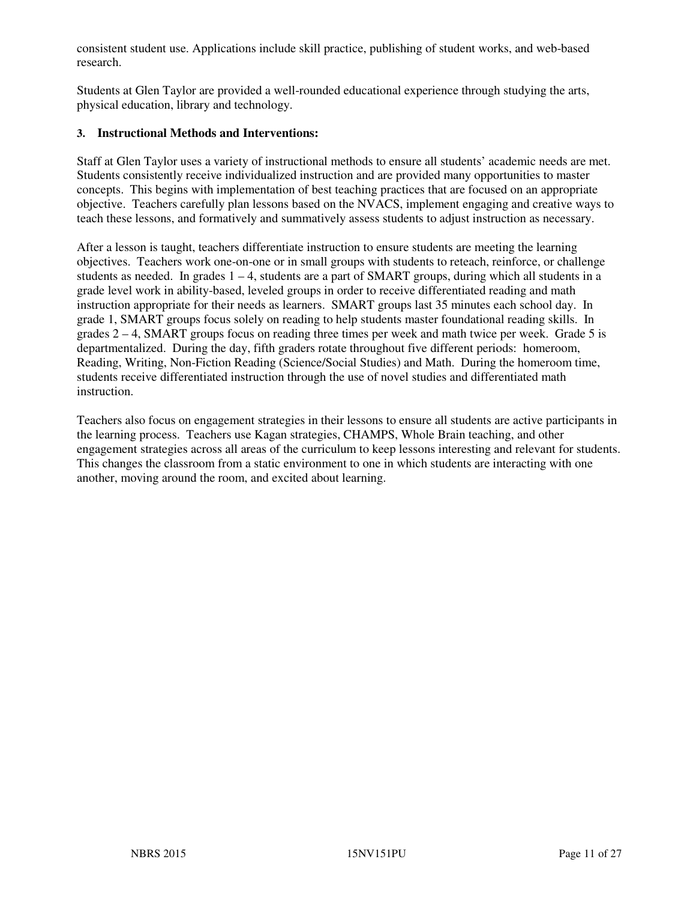consistent student use. Applications include skill practice, publishing of student works, and web-based research.

Students at Glen Taylor are provided a well-rounded educational experience through studying the arts, physical education, library and technology.

### 3. Instructional Methods and Interventions:

Staff at Glen Taylor uses a variety of instructional methods to ensure all students' academic needs are met. Students consistently receive individualized instruction and are provided many opportunities to master concepts. This begins with implementation of best teaching practices that are focused on an appropriate objective. Teachers carefully plan lessons based on the NVACS, implement engaging and creative ways to teach these lessons, and formatively and summatively assess students to adjust instruction as necessary.

After a lesson is taught, teachers differentiate instruction to ensure students are meeting the learning objectives. Teachers work one-on-one or in small groups with students to reteach, reinforce, or challenge students as needed. In grades 1 – 4, students are a part of SMART groups, during which all students in a grade level work in ability-based, leveled groups in order to receive differentiated reading and math instruction appropriate for their needs as learners. SMART groups last 35 minutes each school day. In grade 1, SMART groups focus solely on reading to help students master foundational reading skills. In grades 2 – 4, SMART groups focus on reading three times per week and math twice per week. Grade 5 is departmentalized. During the day, fifth graders rotate throughout five different periods: homeroom, Reading, Writing, Non-Fiction Reading (Science/Social Studies) and Math. During the homeroom time, students receive differentiated instruction through the use of novel studies and differentiated math instruction.

Teachers also focus on engagement strategies in their lessons to ensure all students are active participants in the learning process. Teachers use Kagan strategies, CHAMPS, Whole Brain teaching, and other engagement strategies across all areas of the curriculum to keep lessons interesting and relevant for students. This changes the classroom from a static environment to one in which students are interacting with one another, moving around the room, and excited about learning.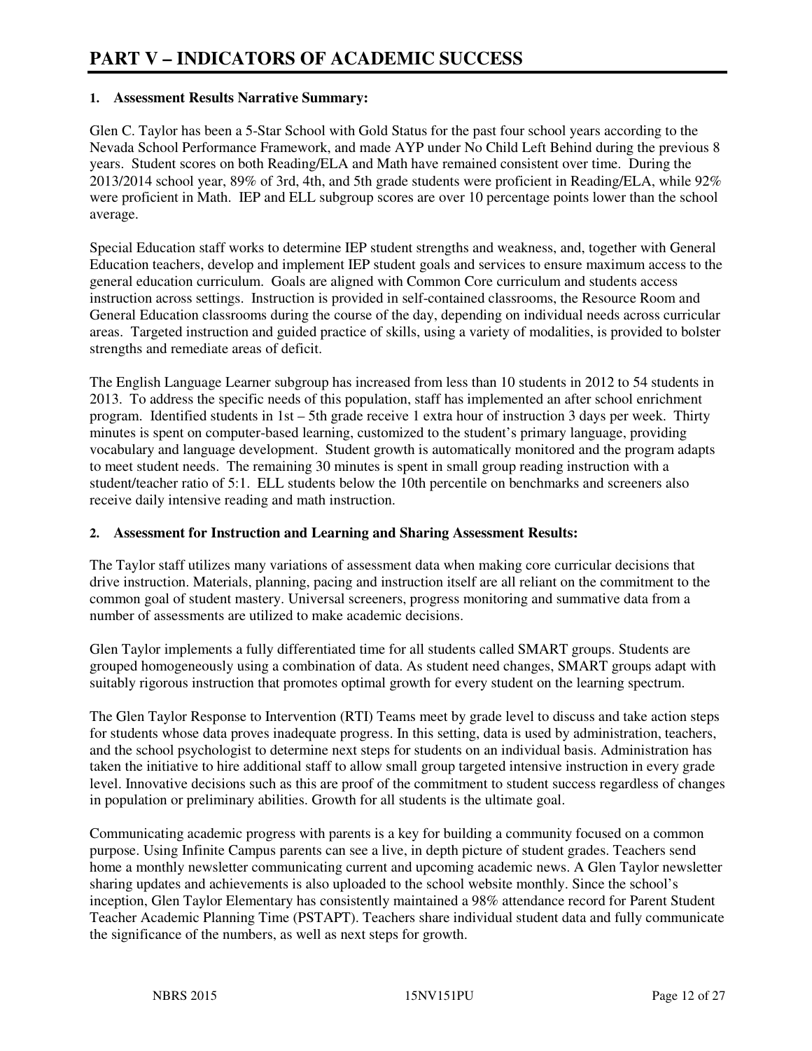# PART V – INDICATORS OF ACADEMIC SUCCESS

## 1. Assessment Results Narrative Summary:

Glen C. Taylor has been a 5-Star School with Gold Status for the past four school years according to the Nevada School Performance Framework, and made AYP under No Child Left Behind during the previous 8 years. Student scores on both Reading/ELA and Math have remained consistent over time. During the 2013/2014 school year, 89% of 3rd, 4th, and 5th grade students were proficient in Reading/ELA, while 92% were proficient in Math. IEP and ELL subgroup scores are over 10 percentage points lower than the school average.

Special Education staff works to determine IEP student strengths and weakness, and, together with General Education teachers, develop and implement IEP student goals and services to ensure maximum access to the general education curriculum. Goals are aligned with Common Core curriculum and students access instruction across settings. Instruction is provided in self-contained classrooms, the Resource Room and General Education classrooms during the course of the day, depending on individual needs across curricular areas. Targeted instruction and guided practice of skills, using a variety of modalities, is provided to bolster strengths and remediate areas of deficit.

The English Language Learner subgroup has increased from less than 10 students in 2012 to 54 students in 2013. To address the specific needs of this population, staff has implemented an after school enrichment program. Identified students in 1st – 5th grade receive 1 extra hour of instruction 3 days per week. Thirty minutes is spent on computer-based learning, customized to the student's primary language, providing vocabulary and language development. Student growth is automatically monitored and the program adapts to meet student needs. The remaining 30 minutes is spent in small group reading instruction with a student/teacher ratio of 5:1. ELL students below the 10th percentile on benchmarks and screeners also receive daily intensive reading and math instruction.

## 2. Assessment for Instruction and Learning and Sharing Assessment Results:

The Taylor staff utilizes many variations of assessment data when making core curricular decisions that drive instruction. Materials, planning, pacing and instruction itself are all reliant on the commitment to the common goal of student mastery. Universal screeners, progress monitoring and summative data from a number of assessments are utilized to make academic decisions.

Glen Taylor implements a fully differentiated time for all students called SMART groups. Students are grouped homogeneously using a combination of data. As student need changes, SMART groups adapt with suitably rigorous instruction that promotes optimal growth for every student on the learning spectrum.

The Glen Taylor Response to Intervention (RTI) Teams meet by grade level to discuss and take action steps for students whose data proves inadequate progress. In this setting, data is used by administration, teachers, and the school psychologist to determine next steps for students on an individual basis. Administration has taken the initiative to hire additional staff to allow small group targeted intensive instruction in every grade level. Innovative decisions such as this are proof of the commitment to student success regardless of changes in population or preliminary abilities. Growth for all students is the ultimate goal.

Communicating academic progress with parents is a key for building a community focused on a common purpose. Using Infinite Campus parents can see a live, in depth picture of student grades. Teachers send home a monthly newsletter communicating current and upcoming academic news. A Glen Taylor newsletter sharing updates and achievements is also uploaded to the school website monthly. Since the school's inception, Glen Taylor Elementary has consistently maintained a 98% attendance record for Parent Student Teacher Academic Planning Time (PSTAPT). Teachers share individual student data and fully communicate the significance of the numbers, as well as next steps for growth.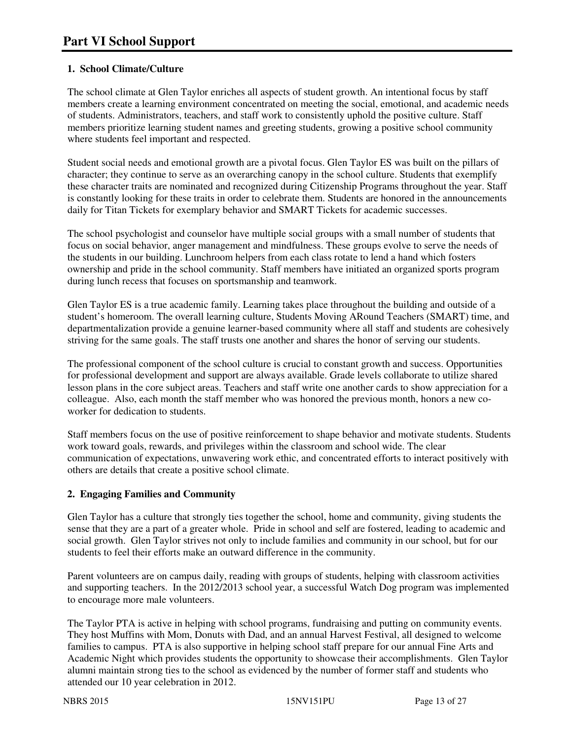# Part VI School Support

### 1. School Climate/Culture

The school climate at Glen Taylor enriches all aspects of student growth. An intentional focus by staff members create a learning environment concentrated on meeting the social, emotional, and academic needs of students. Administrators, teachers, and staff work to consistently uphold the positive culture. Staff members prioritize learning student names and greeting students, growing a positive school community where students feel important and respected.

Student social needs and emotional growth are a pivotal focus. Glen Taylor ES was built on the pillars of character; they continue to serve as an overarching canopy in the school culture. Students that exemplify these character traits are nominated and recognized during Citizenship Programs throughout the year. Staff is constantly looking for these traits in order to celebrate them. Students are honored in the announcements daily for Titan Tickets for exemplary behavior and SMART Tickets for academic successes.

The school psychologist and counselor have multiple social groups with a small number of students that focus on social behavior, anger management and mindfulness. These groups evolve to serve the needs of the students in our building. Lunchroom helpers from each class rotate to lend a hand which fosters ownership and pride in the school community. Staff members have initiated an organized sports program during lunch recess that focuses on sportsmanship and teamwork.

Glen Taylor ES is a true academic family. Learning takes place throughout the building and outside of a student's homeroom. The overall learning culture, Students Moving ARound Teachers (SMART) time, and departmentalization provide a genuine learner-based community where all staff and students are cohesively striving for the same goals. The staff trusts one another and shares the honor of serving our students.

The professional component of the school culture is crucial to constant growth and success. Opportunities for professional development and support are always available. Grade levels collaborate to utilize shared lesson plans in the core subject areas. Teachers and staff write one another cards to show appreciation for a colleague. Also, each month the staff member who was honored the previous month, honors a new co-worker for dedication to students.

Staff members focus on the use of positive reinforcement to shape behavior and motivate students. Students work toward goals, rewards, and privileges within the classroom and school wide. The clear communication of expectations, unwavering work ethic, and concentrated efforts to interact positively with others are details that create a positive school climate.

### 2. Engaging Families and Community

Glen Taylor has a culture that strongly ties together the school, home and community, giving students the sense that they are a part of a greater whole. Pride in school and self are fostered, leading to academic and social growth. Glen Taylor strives not only to include families and community in our school, but for our students to feel their efforts make an outward difference in the community.

Parent volunteers are on campus daily, reading with groups of students, helping with classroom activities and supporting teachers. In the 2012/2013 school year, a successful Watch Dog program was implemented to encourage more male volunteers.

The Taylor PTA is active in helping with school programs, fundraising and putting on community events. They host Muffins with Mom, Donuts with Dad, and an annual Harvest Festival, all designed to welcome families to campus. PTA is also supportive in helping school staff prepare for our annual Fine Arts and Academic Night which provides students the opportunity to showcase their accomplishments. Glen Taylor alumni maintain strong ties to the school as evidenced by the number of former staff and students who attended our 10 year celebration in 2012.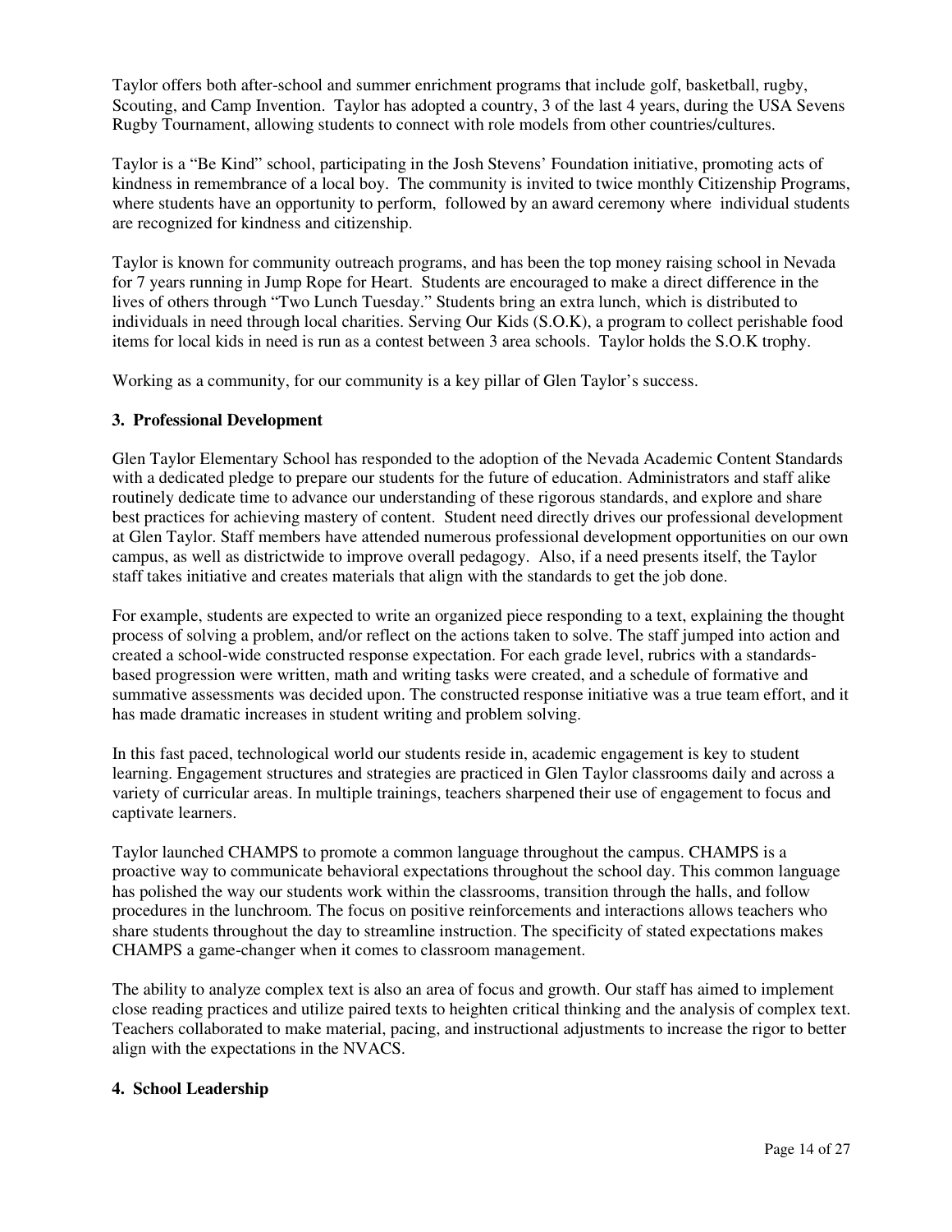Taylor offers both after-school and summer enrichment programs that include golf, basketball, rugby, Scouting, and Camp Invention. Taylor has adopted a country, 3 of the last 4 years, during the USA Sevens Rugby Tournament, allowing students to connect with role models from other countries/cultures.

Taylor is a "Be Kind" school, participating in the Josh Stevens' Foundation initiative, promoting acts of kindness in remembrance of a local boy. The community is invited to twice monthly Citizenship Programs, where students have an opportunity to perform, followed by an award ceremony where individual students are recognized for kindness and citizenship.

Taylor is known for community outreach programs, and has been the top money raising school in Nevada for 7 years running in Jump Rope for Heart. Students are encouraged to make a direct difference in the lives of others through "Two Lunch Tuesday." Students bring an extra lunch, which is distributed to individuals in need through local charities. Serving Our Kids (S.O.K), a program to collect perishable food items for local kids in need is run as a contest between 3 area schools. Taylor holds the S.O.K trophy.

Working as a community, for our community is a key pillar of Glen Taylor's success.

### 3. Professional Development

Glen Taylor Elementary School has responded to the adoption of the Nevada Academic Content Standards with a dedicated pledge to prepare our students for the future of education. Administrators and staff alike routinely dedicate time to advance our understanding of these rigorous standards, and explore and share best practices for achieving mastery of content. Student need directly drives our professional development at Glen Taylor. Staff members have attended numerous professional development opportunities on our own campus, as well as districtwide to improve overall pedagogy. Also, if a need presents itself, the Taylor staff takes initiative and creates materials that align with the standards to get the job done.

For example, students are expected to write an organized piece responding to a text, explaining the thought process of solving a problem, and/or reflect on the actions taken to solve. The staff jumped into action and created a school-wide constructed response expectation. For each grade level, rubrics with a standards-based progression were written, math and writing tasks were created, and a schedule of formative and summative assessments was decided upon. The constructed response initiative was a true team effort, and it has made dramatic increases in student writing and problem solving.

In this fast paced, technological world our students reside in, academic engagement is key to student learning. Engagement structures and strategies are practiced in Glen Taylor classrooms daily and across a variety of curricular areas. In multiple trainings, teachers sharpened their use of engagement to focus and captivate learners.

Taylor launched CHAMPS to promote a common language throughout the campus. CHAMPS is a proactive way to communicate behavioral expectations throughout the school day. This common language has polished the way our students work within the classrooms, transition through the halls, and follow procedures in the lunchroom. The focus on positive reinforcements and interactions allows teachers who share students throughout the day to streamline instruction. The specificity of stated expectations makes CHAMPS a game-changer when it comes to classroom management.

The ability to analyze complex text is also an area of focus and growth. Our staff has aimed to implement close reading practices and utilize paired texts to heighten critical thinking and the analysis of complex text. Teachers collaborated to make material, pacing, and instructional adjustments to increase the rigor to better align with the expectations in the NVACS.

### 4. School Leadership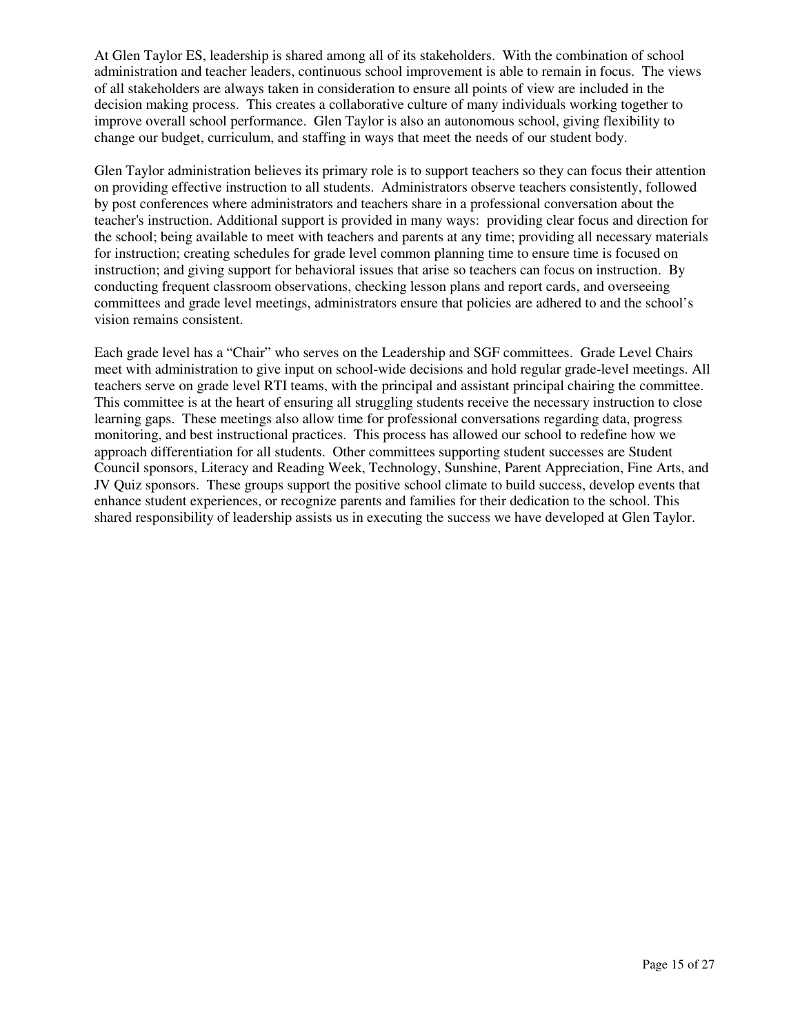At Glen Taylor ES, leadership is shared among all of its stakeholders. With the combination of school administration and teacher leaders, continuous school improvement is able to remain in focus. The views of all stakeholders are always taken in consideration to ensure all points of view are included in the decision making process. This creates a collaborative culture of many individuals working together to improve overall school performance. Glen Taylor is also an autonomous school, giving flexibility to change our budget, curriculum, and staffing in ways that meet the needs of our student body.

Glen Taylor administration believes its primary role is to support teachers so they can focus their attention on providing effective instruction to all students. Administrators observe teachers consistently, followed by post conferences where administrators and teachers share in a professional conversation about the teacher's instruction. Additional support is provided in many ways: providing clear focus and direction for the school; being available to meet with teachers and parents at any time; providing all necessary materials for instruction; creating schedules for grade level common planning time to ensure time is focused on instruction; and giving support for behavioral issues that arise so teachers can focus on instruction. By conducting frequent classroom observations, checking lesson plans and report cards, and overseeing committees and grade level meetings, administrators ensure that policies are adhered to and the school's vision remains consistent.

Each grade level has a "Chair" who serves on the Leadership and SGF committees. Grade Level Chairs meet with administration to give input on school-wide decisions and hold regular grade-level meetings. All teachers serve on grade level RTI teams, with the principal and assistant principal chairing the committee. This committee is at the heart of ensuring all struggling students receive the necessary instruction to close learning gaps. These meetings also allow time for professional conversations regarding data, progress monitoring, and best instructional practices. This process has allowed our school to redefine how we approach differentiation for all students. Other committees supporting student successes are Student Council sponsors, Literacy and Reading Week, Technology, Sunshine, Parent Appreciation, Fine Arts, and JV Quiz sponsors. These groups support the positive school climate to build success, develop events that enhance student experiences, or recognize parents and families for their dedication to the school. This shared responsibility of leadership assists us in executing the success we have developed at Glen Taylor.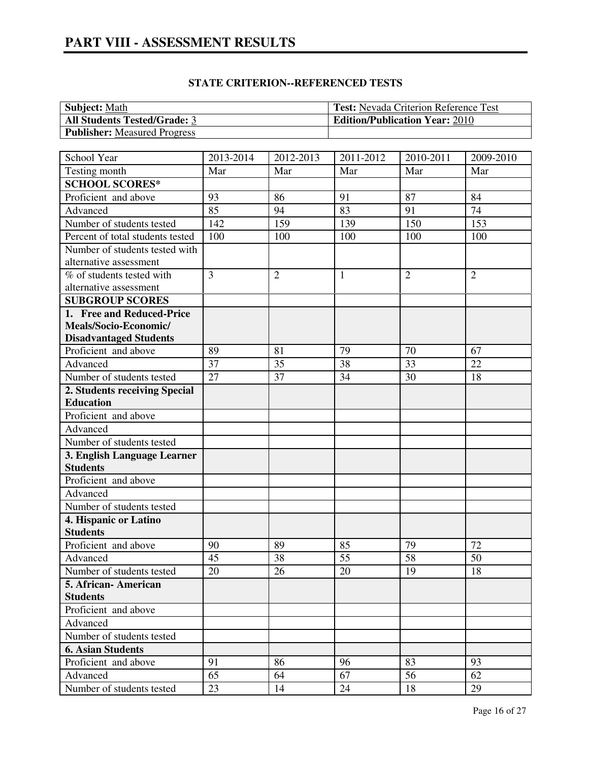# PART VIII - ASSESSMENT RESULTS

## STATE CRITERION--REFERENCED TESTS

| **Subject:** Math | **Test:** Nevada Criterion Reference Test |
|---|---|
| **All Students Tested/Grade:** 3 | **Edition/Publication Year:** 2010 |
| **Publisher:** Measured Progress | |

| School Year | 2013-2014 | 2012-2013 | 2011-2012 | 2010-2011 | 2009-2010 |
|---|---|---|---|---|---|
| Testing month | Mar | Mar | Mar | Mar | Mar |
| **SCHOOL SCORES*** | | | | | |
| Proficient and above | 93 | 86 | 91 | 87 | 84 |
| Advanced | 85 | 94 | 83 | 91 | 74 |
| Number of students tested | 142 | 159 | 139 | 150 | 153 |
| Percent of total students tested | 100 | 100 | 100 | 100 | 100 |
| Number of students tested with alternative assessment | | | | | |
| % of students tested with alternative assessment | 3 | 2 | 1 | 2 | 2 |
| **SUBGROUP SCORES** | | | | | |
| **1. Free and Reduced-Price Meals/Socio-Economic/ Disadvantaged Students** | | | | | |
| Proficient and above | 89 | 81 | 79 | 70 | 67 |
| Advanced | 37 | 35 | 38 | 33 | 22 |
| Number of students tested | 27 | 37 | 34 | 30 | 18 |
| **2. Students receiving Special Education** | | | | | |
| Proficient and above | | | | | |
| Advanced | | | | | |
| Number of students tested | | | | | |
| **3. English Language Learner Students** | | | | | |
| Proficient and above | | | | | |
| Advanced | | | | | |
| Number of students tested | | | | | |
| **4. Hispanic or Latino Students** | | | | | |
| Proficient and above | 90 | 89 | 85 | 79 | 72 |
| Advanced | 45 | 38 | 55 | 58 | 50 |
| Number of students tested | 20 | 26 | 20 | 19 | 18 |
| **5. African- American Students** | | | | | |
| Proficient and above | | | | | |
| Advanced | | | | | |
| Number of students tested | | | | | |
| **6. Asian Students** | | | | | |
| Proficient and above | 91 | 86 | 96 | 83 | 93 |
| Advanced | 65 | 64 | 67 | 56 | 62 |
| Number of students tested | 23 | 14 | 24 | 18 | 29 |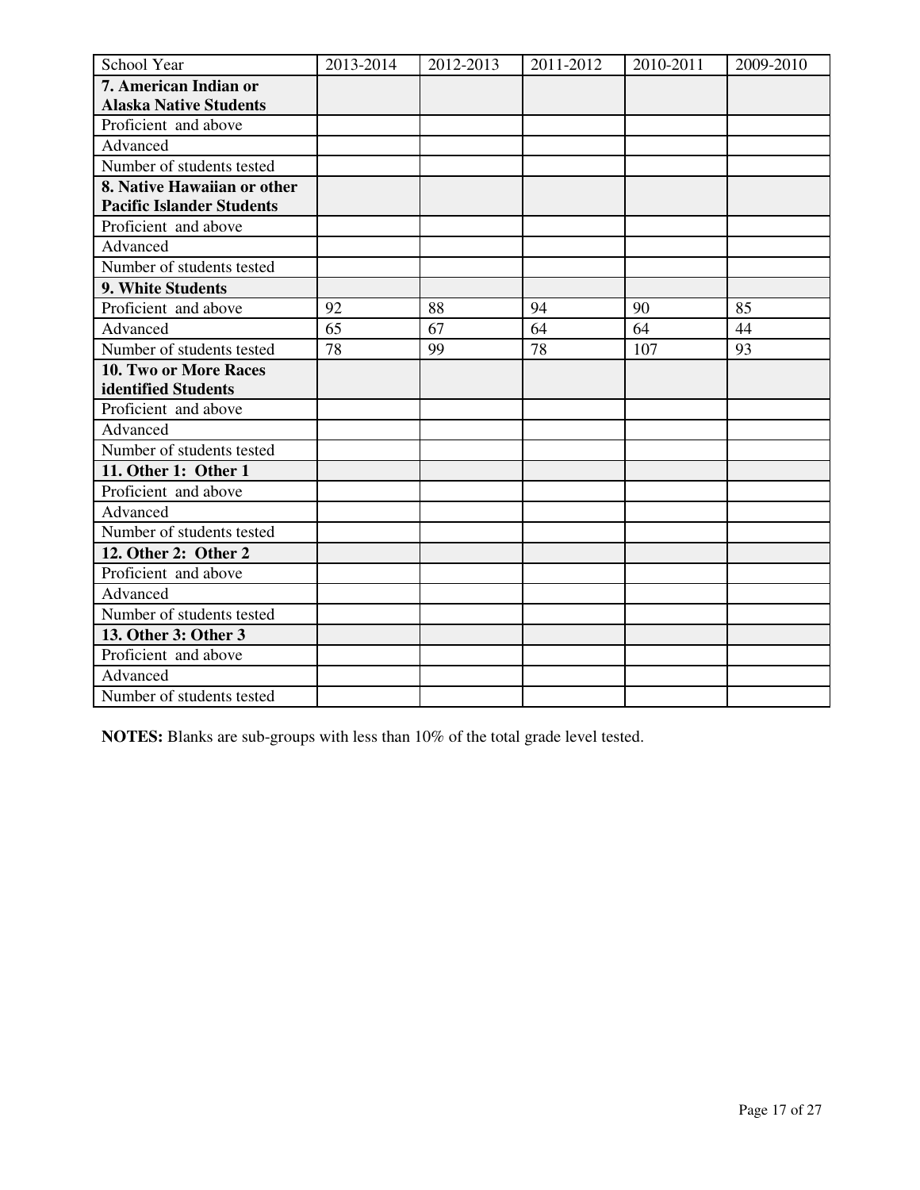| School Year | 2013-2014 | 2012-2013 | 2011-2012 | 2010-2011 | 2009-2010 |
|---|---|---|---|---|---|
| **7. American Indian or Alaska Native Students** | | | | | |
| Proficient and above | | | | | |
| Advanced | | | | | |
| Number of students tested | | | | | |
| **8. Native Hawaiian or other Pacific Islander Students** | | | | | |
| Proficient and above | | | | | |
| Advanced | | | | | |
| Number of students tested | | | | | |
| **9. White Students** | | | | | |
| Proficient and above | 92 | 88 | 94 | 90 | 85 |
| Advanced | 65 | 67 | 64 | 64 | 44 |
| Number of students tested | 78 | 99 | 78 | 107 | 93 |
| **10. Two or More Races identified Students** | | | | | |
| Proficient and above | | | | | |
| Advanced | | | | | |
| Number of students tested | | | | | |
| **11. Other 1: Other 1** | | | | | |
| Proficient and above | | | | | |
| Advanced | | | | | |
| Number of students tested | | | | | |
| **12. Other 2: Other 2** | | | | | |
| Proficient and above | | | | | |
| Advanced | | | | | |
| Number of students tested | | | | | |
| **13. Other 3: Other 3** | | | | | |
| Proficient and above | | | | | |
| Advanced | | | | | |
| Number of students tested | | | | | |

**NOTES:** Blanks are sub-groups with less than 10% of the total grade level tested.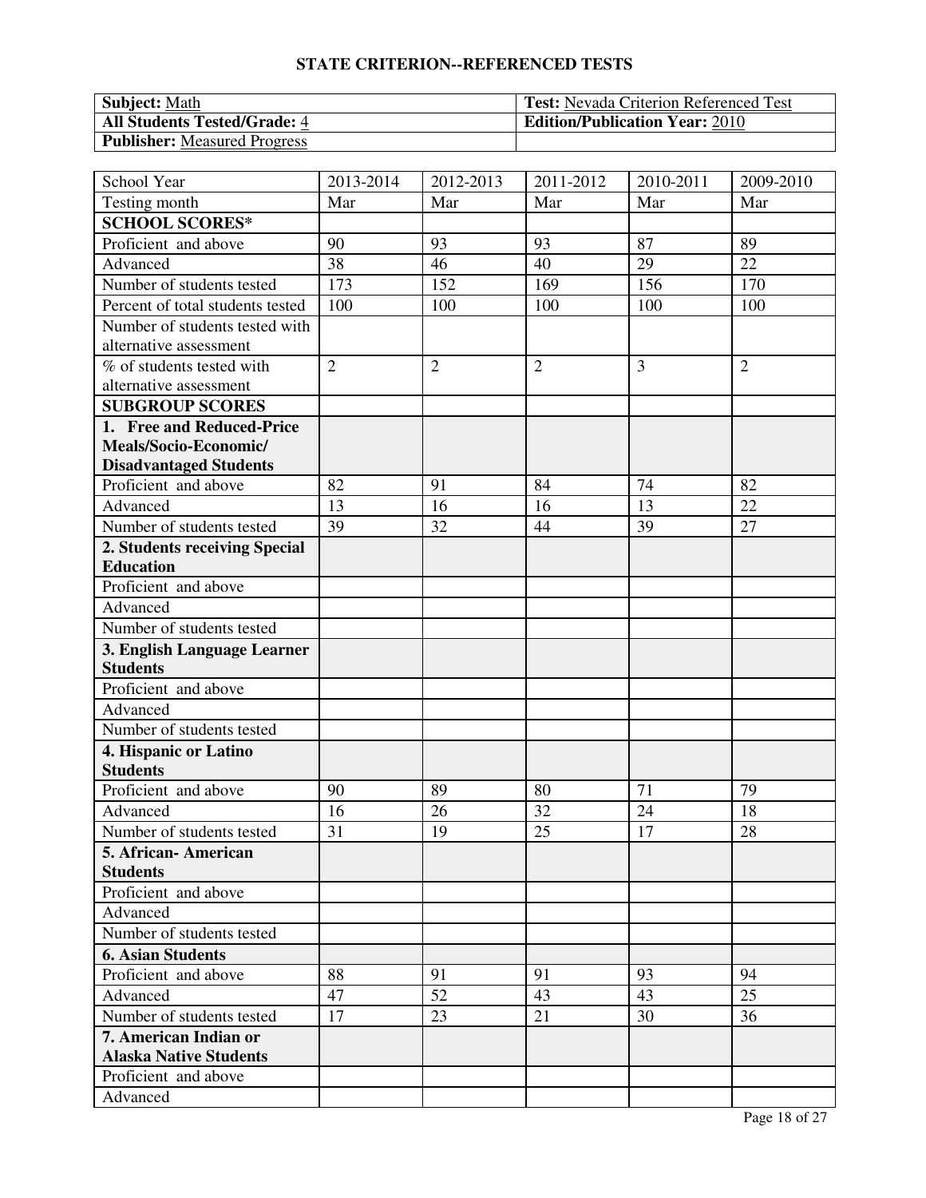## STATE CRITERION--REFERENCED TESTS

| **Subject:** Math | **Test:** Nevada Criterion Referenced Test |
|---|---|
| **All Students Tested/Grade:** 4 | **Edition/Publication Year:** 2010 |
| **Publisher:** Measured Progress | |

| School Year | 2013-2014 | 2012-2013 | 2011-2012 | 2010-2011 | 2009-2010 |
|---|---|---|---|---|---|
| Testing month | Mar | Mar | Mar | Mar | Mar |
| **SCHOOL SCORES*** | | | | | |
| Proficient and above | 90 | 93 | 93 | 87 | 89 |
| Advanced | 38 | 46 | 40 | 29 | 22 |
| Number of students tested | 173 | 152 | 169 | 156 | 170 |
| Percent of total students tested | 100 | 100 | 100 | 100 | 100 |
| Number of students tested with alternative assessment | | | | | |
| % of students tested with alternative assessment | 2 | 2 | 2 | 3 | 2 |
| **SUBGROUP SCORES** | | | | | |
| **1. Free and Reduced-Price Meals/Socio-Economic/ Disadvantaged Students** | | | | | |
| Proficient and above | 82 | 91 | 84 | 74 | 82 |
| Advanced | 13 | 16 | 16 | 13 | 22 |
| Number of students tested | 39 | 32 | 44 | 39 | 27 |
| **2. Students receiving Special Education** | | | | | |
| Proficient and above | | | | | |
| Advanced | | | | | |
| Number of students tested | | | | | |
| **3. English Language Learner Students** | | | | | |
| Proficient and above | | | | | |
| Advanced | | | | | |
| Number of students tested | | | | | |
| **4. Hispanic or Latino Students** | | | | | |
| Proficient and above | 90 | 89 | 80 | 71 | 79 |
| Advanced | 16 | 26 | 32 | 24 | 18 |
| Number of students tested | 31 | 19 | 25 | 17 | 28 |
| **5. African- American Students** | | | | | |
| Proficient and above | | | | | |
| Advanced | | | | | |
| Number of students tested | | | | | |
| **6. Asian Students** | | | | | |
| Proficient and above | 88 | 91 | 91 | 93 | 94 |
| Advanced | 47 | 52 | 43 | 43 | 25 |
| Number of students tested | 17 | 23 | 21 | 30 | 36 |
| **7. American Indian or Alaska Native Students** | | | | | |
| Proficient and above | | | | | |
| Advanced | | | | | |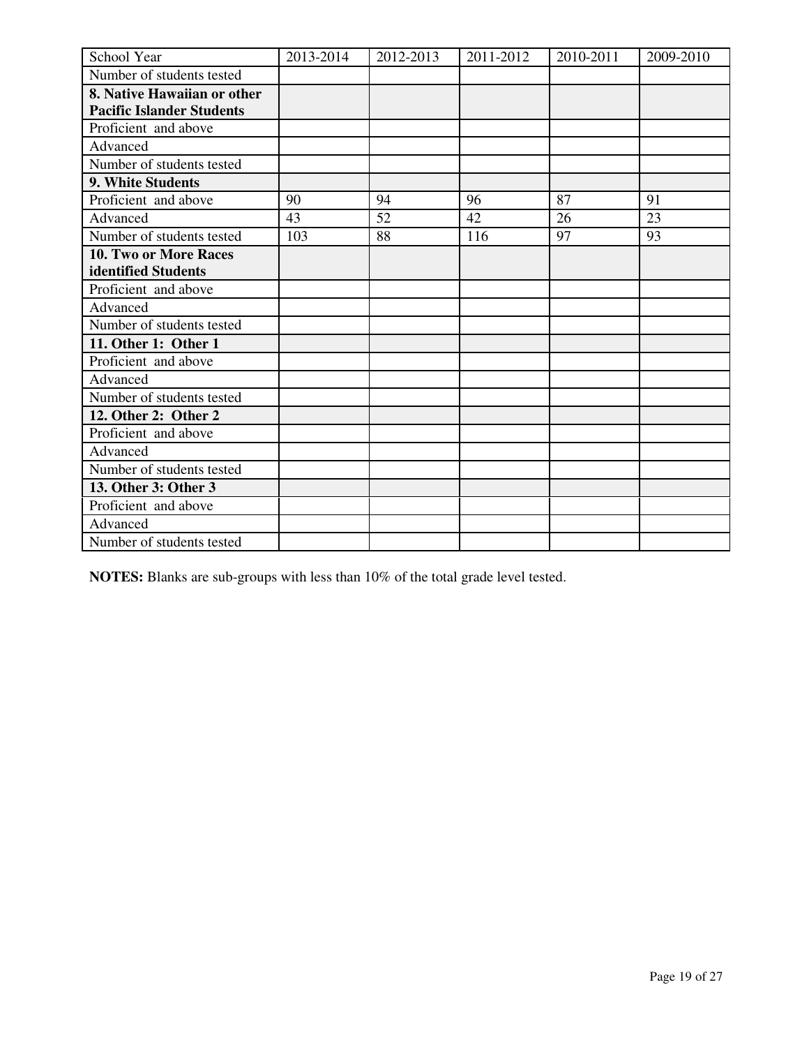| School Year | 2013-2014 | 2012-2013 | 2011-2012 | 2010-2011 | 2009-2010 |
|---|---|---|---|---|---|
| Number of students tested | | | | | |
| **8. Native Hawaiian or other Pacific Islander Students** | | | | | |
| Proficient and above | | | | | |
| Advanced | | | | | |
| Number of students tested | | | | | |
| **9. White Students** | | | | | |
| Proficient and above | 90 | 94 | 96 | 87 | 91 |
| Advanced | 43 | 52 | 42 | 26 | 23 |
| Number of students tested | 103 | 88 | 116 | 97 | 93 |
| **10. Two or More Races identified Students** | | | | | |
| Proficient and above | | | | | |
| Advanced | | | | | |
| Number of students tested | | | | | |
| **11. Other 1: Other 1** | | | | | |
| Proficient and above | | | | | |
| Advanced | | | | | |
| Number of students tested | | | | | |
| **12. Other 2: Other 2** | | | | | |
| Proficient and above | | | | | |
| Advanced | | | | | |
| Number of students tested | | | | | |
| **13. Other 3: Other 3** | | | | | |
| Proficient and above | | | | | |
| Advanced | | | | | |
| Number of students tested | | | | | |

**NOTES:** Blanks are sub-groups with less than 10% of the total grade level tested.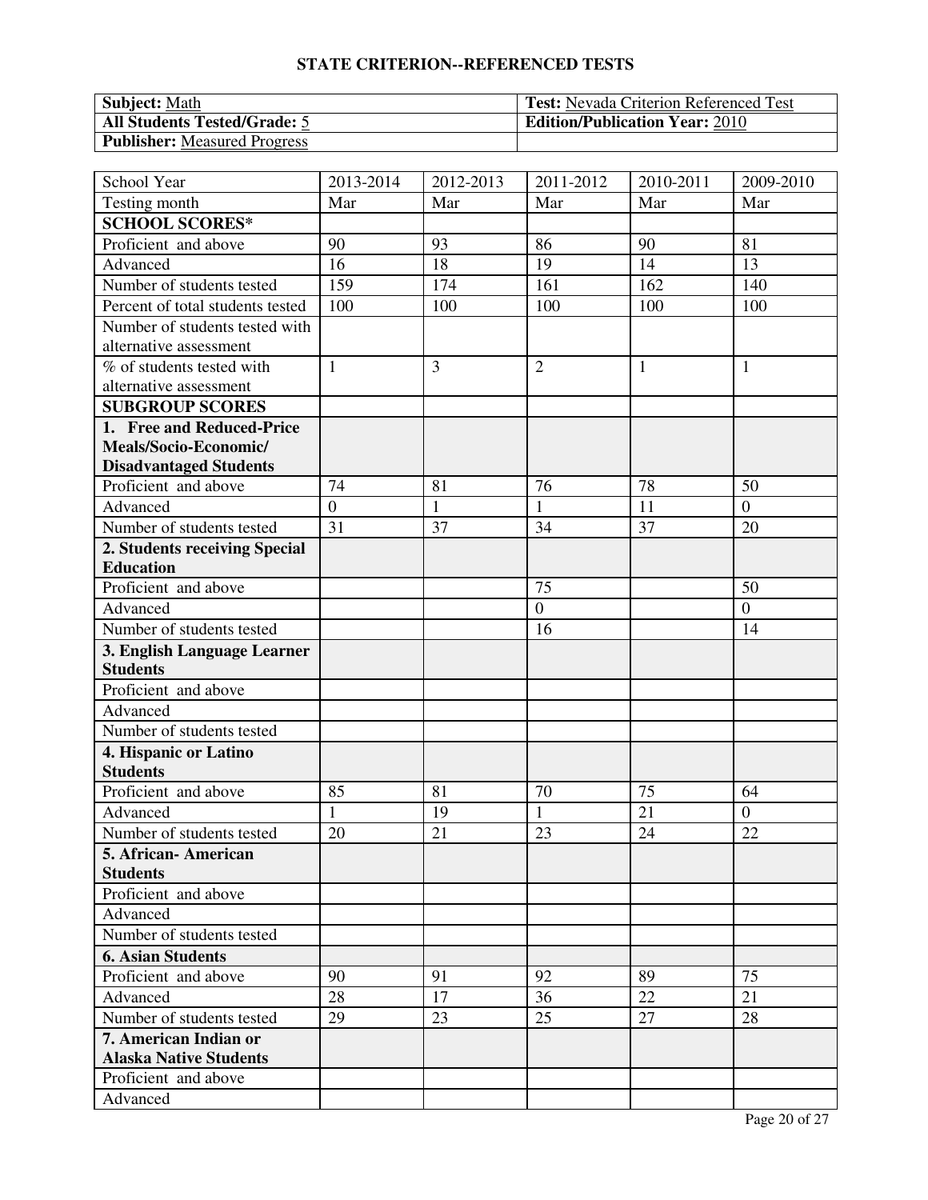## STATE CRITERION--REFERENCED TESTS

| **Subject:** Math | **Test:** Nevada Criterion Referenced Test |
|---|---|
| **All Students Tested/Grade:** 5 | **Edition/Publication Year:** 2010 |
| **Publisher:** Measured Progress | |

| School Year | 2013-2014 | 2012-2013 | 2011-2012 | 2010-2011 | 2009-2010 |
|---|---|---|---|---|---|
| Testing month | Mar | Mar | Mar | Mar | Mar |
| **SCHOOL SCORES*** | | | | | |
| Proficient and above | 90 | 93 | 86 | 90 | 81 |
| Advanced | 16 | 18 | 19 | 14 | 13 |
| Number of students tested | 159 | 174 | 161 | 162 | 140 |
| Percent of total students tested | 100 | 100 | 100 | 100 | 100 |
| Number of students tested with alternative assessment | | | | | |
| % of students tested with alternative assessment | 1 | 3 | 2 | 1 | 1 |
| **SUBGROUP SCORES** | | | | | |
| **1. Free and Reduced-Price Meals/Socio-Economic/ Disadvantaged Students** | | | | | |
| Proficient and above | 74 | 81 | 76 | 78 | 50 |
| Advanced | 0 | 1 | 1 | 11 | 0 |
| Number of students tested | 31 | 37 | 34 | 37 | 20 |
| **2. Students receiving Special Education** | | | | | |
| Proficient and above | | | 75 | | 50 |
| Advanced | | | 0 | | 0 |
| Number of students tested | | | 16 | | 14 |
| **3. English Language Learner Students** | | | | | |
| Proficient and above | | | | | |
| Advanced | | | | | |
| Number of students tested | | | | | |
| **4. Hispanic or Latino Students** | | | | | |
| Proficient and above | 85 | 81 | 70 | 75 | 64 |
| Advanced | 1 | 19 | 1 | 21 | 0 |
| Number of students tested | 20 | 21 | 23 | 24 | 22 |
| **5. African- American Students** | | | | | |
| Proficient and above | | | | | |
| Advanced | | | | | |
| Number of students tested | | | | | |
| **6. Asian Students** | | | | | |
| Proficient and above | 90 | 91 | 92 | 89 | 75 |
| Advanced | 28 | 17 | 36 | 22 | 21 |
| Number of students tested | 29 | 23 | 25 | 27 | 28 |
| **7. American Indian or Alaska Native Students** | | | | | |
| Proficient and above | | | | | |
| Advanced | | | | | |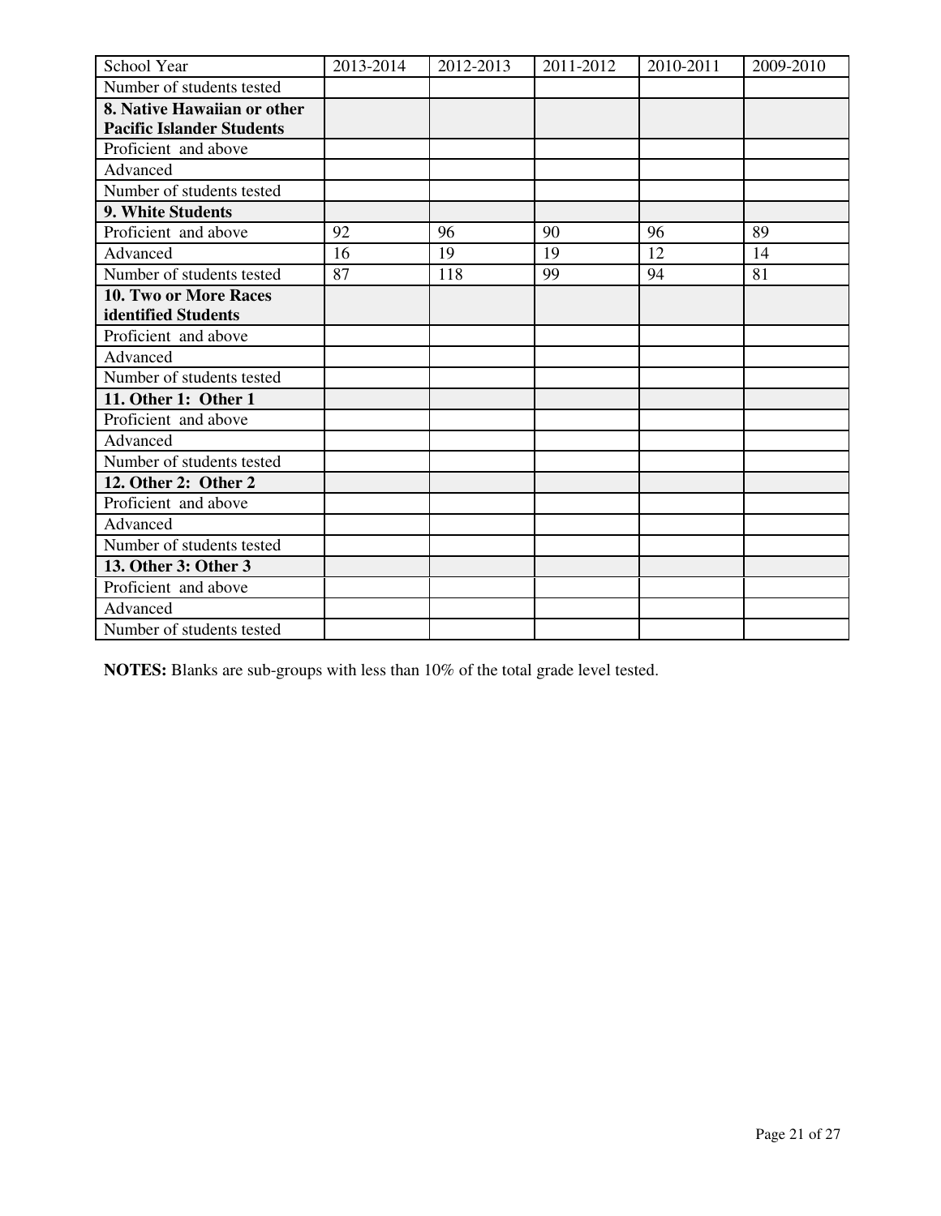| School Year | 2013-2014 | 2012-2013 | 2011-2012 | 2010-2011 | 2009-2010 |
|---|---|---|---|---|---|
| Number of students tested | | | | | |
| **8. Native Hawaiian or other Pacific Islander Students** | | | | | |
| Proficient and above | | | | | |
| Advanced | | | | | |
| Number of students tested | | | | | |
| **9. White Students** | | | | | |
| Proficient and above | 92 | 96 | 90 | 96 | 89 |
| Advanced | 16 | 19 | 19 | 12 | 14 |
| Number of students tested | 87 | 118 | 99 | 94 | 81 |
| **10. Two or More Races identified Students** | | | | | |
| Proficient and above | | | | | |
| Advanced | | | | | |
| Number of students tested | | | | | |
| **11. Other 1: Other 1** | | | | | |
| Proficient and above | | | | | |
| Advanced | | | | | |
| Number of students tested | | | | | |
| **12. Other 2: Other 2** | | | | | |
| Proficient and above | | | | | |
| Advanced | | | | | |
| Number of students tested | | | | | |
| **13. Other 3: Other 3** | | | | | |
| Proficient and above | | | | | |
| Advanced | | | | | |
| Number of students tested | | | | | |

**NOTES:** Blanks are sub-groups with less than 10% of the total grade level tested.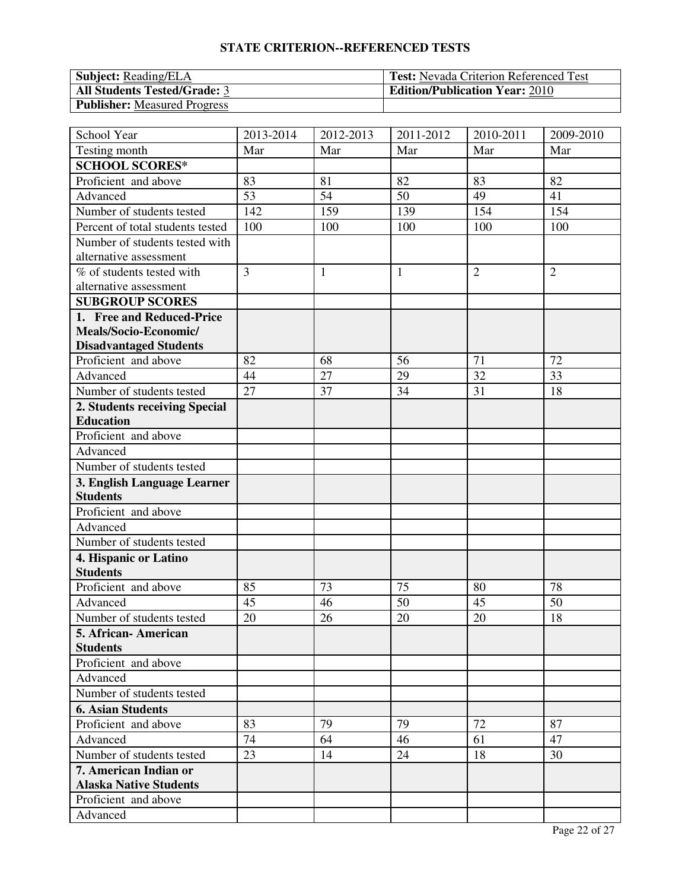## STATE CRITERION--REFERENCED TESTS

| **Subject:** Reading/ELA | **Test:** Nevada Criterion Referenced Test |
|---|---|
| **All Students Tested/Grade:** 3 | **Edition/Publication Year:** 2010 |
| **Publisher:** Measured Progress | |

| School Year | 2013-2014 | 2012-2013 | 2011-2012 | 2010-2011 | 2009-2010 |
|---|---|---|---|---|---|
| Testing month | Mar | Mar | Mar | Mar | Mar |
| **SCHOOL SCORES*** | | | | | |
| Proficient and above | 83 | 81 | 82 | 83 | 82 |
| Advanced | 53 | 54 | 50 | 49 | 41 |
| Number of students tested | 142 | 159 | 139 | 154 | 154 |
| Percent of total students tested | 100 | 100 | 100 | 100 | 100 |
| Number of students tested with alternative assessment | | | | | |
| % of students tested with alternative assessment | 3 | 1 | 1 | 2 | 2 |
| **SUBGROUP SCORES** | | | | | |
| **1. Free and Reduced-Price Meals/Socio-Economic/ Disadvantaged Students** | | | | | |
| Proficient and above | 82 | 68 | 56 | 71 | 72 |
| Advanced | 44 | 27 | 29 | 32 | 33 |
| Number of students tested | 27 | 37 | 34 | 31 | 18 |
| **2. Students receiving Special Education** | | | | | |
| Proficient and above | | | | | |
| Advanced | | | | | |
| Number of students tested | | | | | |
| **3. English Language Learner Students** | | | | | |
| Proficient and above | | | | | |
| Advanced | | | | | |
| Number of students tested | | | | | |
| **4. Hispanic or Latino Students** | | | | | |
| Proficient and above | 85 | 73 | 75 | 80 | 78 |
| Advanced | 45 | 46 | 50 | 45 | 50 |
| Number of students tested | 20 | 26 | 20 | 20 | 18 |
| **5. African- American Students** | | | | | |
| Proficient and above | | | | | |
| Advanced | | | | | |
| Number of students tested | | | | | |
| **6. Asian Students** | | | | | |
| Proficient and above | 83 | 79 | 79 | 72 | 87 |
| Advanced | 74 | 64 | 46 | 61 | 47 |
| Number of students tested | 23 | 14 | 24 | 18 | 30 |
| **7. American Indian or Alaska Native Students** | | | | | |
| Proficient and above | | | | | |
| Advanced | | | | | |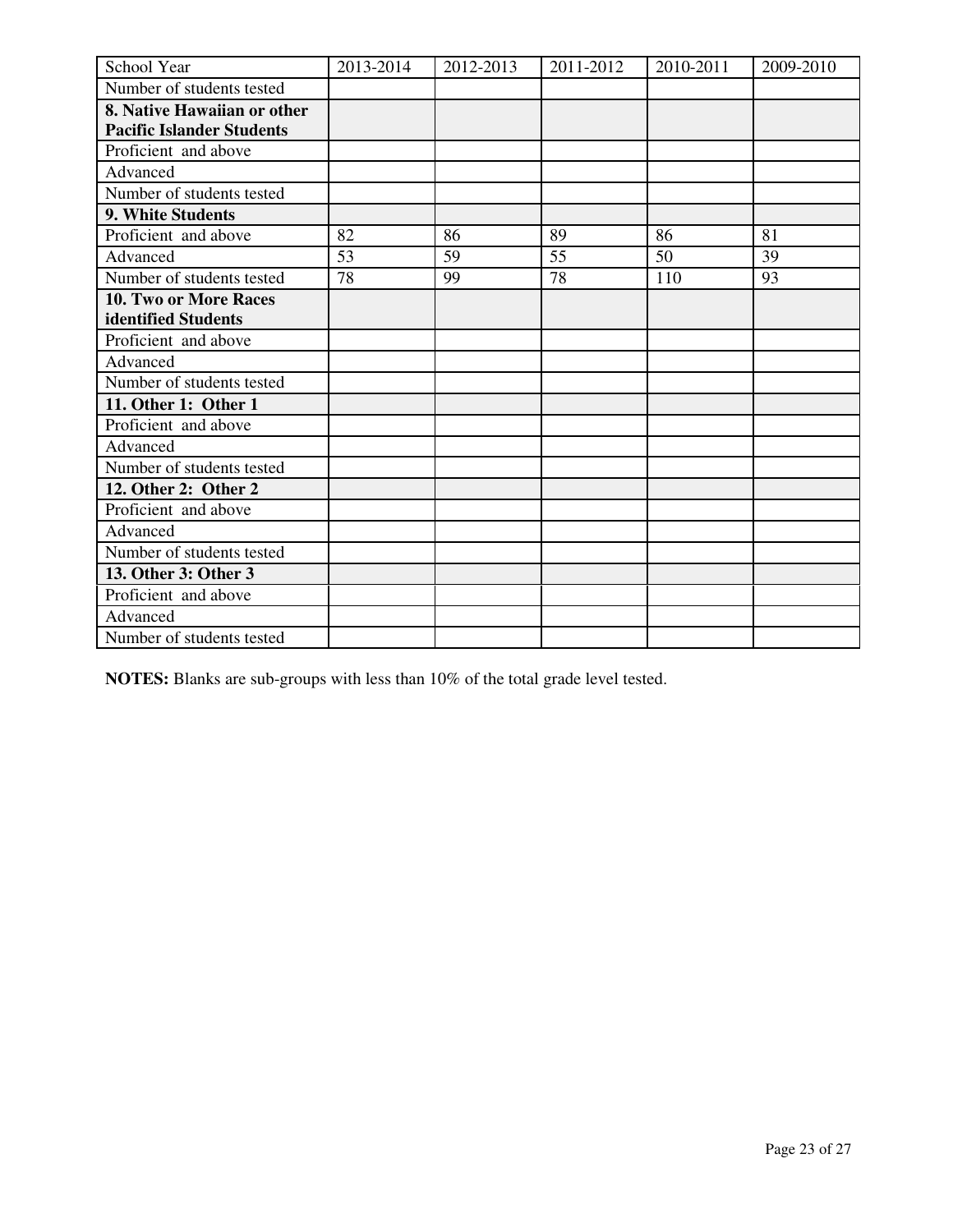| School Year | 2013-2014 | 2012-2013 | 2011-2012 | 2010-2011 | 2009-2010 |
|---|---|---|---|---|---|
| Number of students tested | | | | | |
| **8. Native Hawaiian or other Pacific Islander Students** | | | | | |
| Proficient and above | | | | | |
| Advanced | | | | | |
| Number of students tested | | | | | |
| **9. White Students** | | | | | |
| Proficient and above | 82 | 86 | 89 | 86 | 81 |
| Advanced | 53 | 59 | 55 | 50 | 39 |
| Number of students tested | 78 | 99 | 78 | 110 | 93 |
| **10. Two or More Races identified Students** | | | | | |
| Proficient and above | | | | | |
| Advanced | | | | | |
| Number of students tested | | | | | |
| **11. Other 1: Other 1** | | | | | |
| Proficient and above | | | | | |
| Advanced | | | | | |
| Number of students tested | | | | | |
| **12. Other 2: Other 2** | | | | | |
| Proficient and above | | | | | |
| Advanced | | | | | |
| Number of students tested | | | | | |
| **13. Other 3: Other 3** | | | | | |
| Proficient and above | | | | | |
| Advanced | | | | | |
| Number of students tested | | | | | |

**NOTES:** Blanks are sub-groups with less than 10% of the total grade level tested.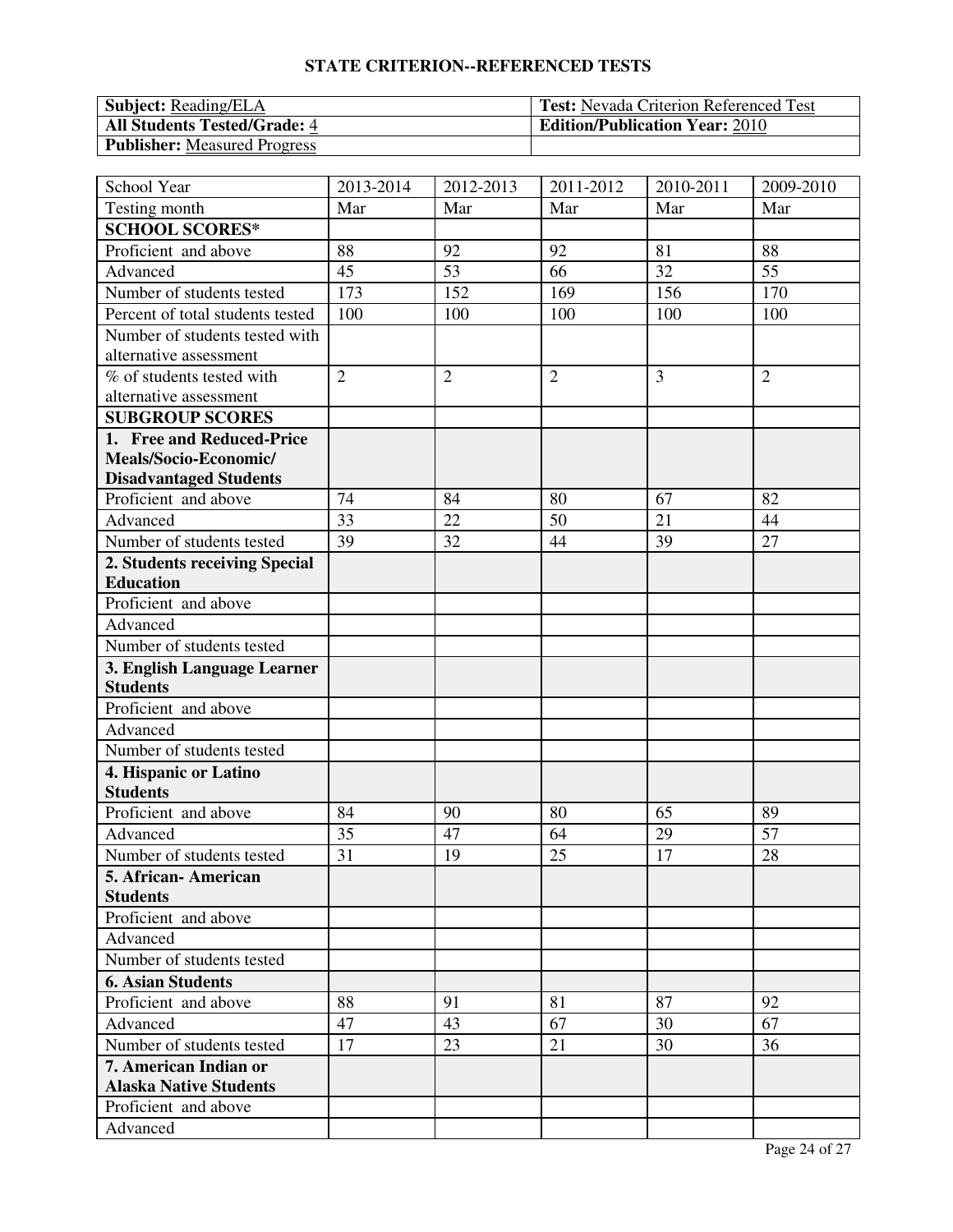## STATE CRITERION--REFERENCED TESTS

| **Subject:** Reading/ELA | **Test:** Nevada Criterion Referenced Test |
|---|---|
| **All Students Tested/Grade:** 4 | **Edition/Publication Year:** 2010 |
| **Publisher:** Measured Progress | |

| School Year | 2013-2014 | 2012-2013 | 2011-2012 | 2010-2011 | 2009-2010 |
|---|---|---|---|---|---|
| Testing month | Mar | Mar | Mar | Mar | Mar |
| **SCHOOL SCORES*** | | | | | |
| Proficient and above | 88 | 92 | 92 | 81 | 88 |
| Advanced | 45 | 53 | 66 | 32 | 55 |
| Number of students tested | 173 | 152 | 169 | 156 | 170 |
| Percent of total students tested | 100 | 100 | 100 | 100 | 100 |
| Number of students tested with alternative assessment | | | | | |
| % of students tested with alternative assessment | 2 | 2 | 2 | 3 | 2 |
| **SUBGROUP SCORES** | | | | | |
| **1. Free and Reduced-Price Meals/Socio-Economic/ Disadvantaged Students** | | | | | |
| Proficient and above | 74 | 84 | 80 | 67 | 82 |
| Advanced | 33 | 22 | 50 | 21 | 44 |
| Number of students tested | 39 | 32 | 44 | 39 | 27 |
| **2. Students receiving Special Education** | | | | | |
| Proficient and above | | | | | |
| Advanced | | | | | |
| Number of students tested | | | | | |
| **3. English Language Learner Students** | | | | | |
| Proficient and above | | | | | |
| Advanced | | | | | |
| Number of students tested | | | | | |
| **4. Hispanic or Latino Students** | | | | | |
| Proficient and above | 84 | 90 | 80 | 65 | 89 |
| Advanced | 35 | 47 | 64 | 29 | 57 |
| Number of students tested | 31 | 19 | 25 | 17 | 28 |
| **5. African- American Students** | | | | | |
| Proficient and above | | | | | |
| Advanced | | | | | |
| Number of students tested | | | | | |
| **6. Asian Students** | | | | | |
| Proficient and above | 88 | 91 | 81 | 87 | 92 |
| Advanced | 47 | 43 | 67 | 30 | 67 |
| Number of students tested | 17 | 23 | 21 | 30 | 36 |
| **7. American Indian or Alaska Native Students** | | | | | |
| Proficient and above | | | | | |
| Advanced | | | | | |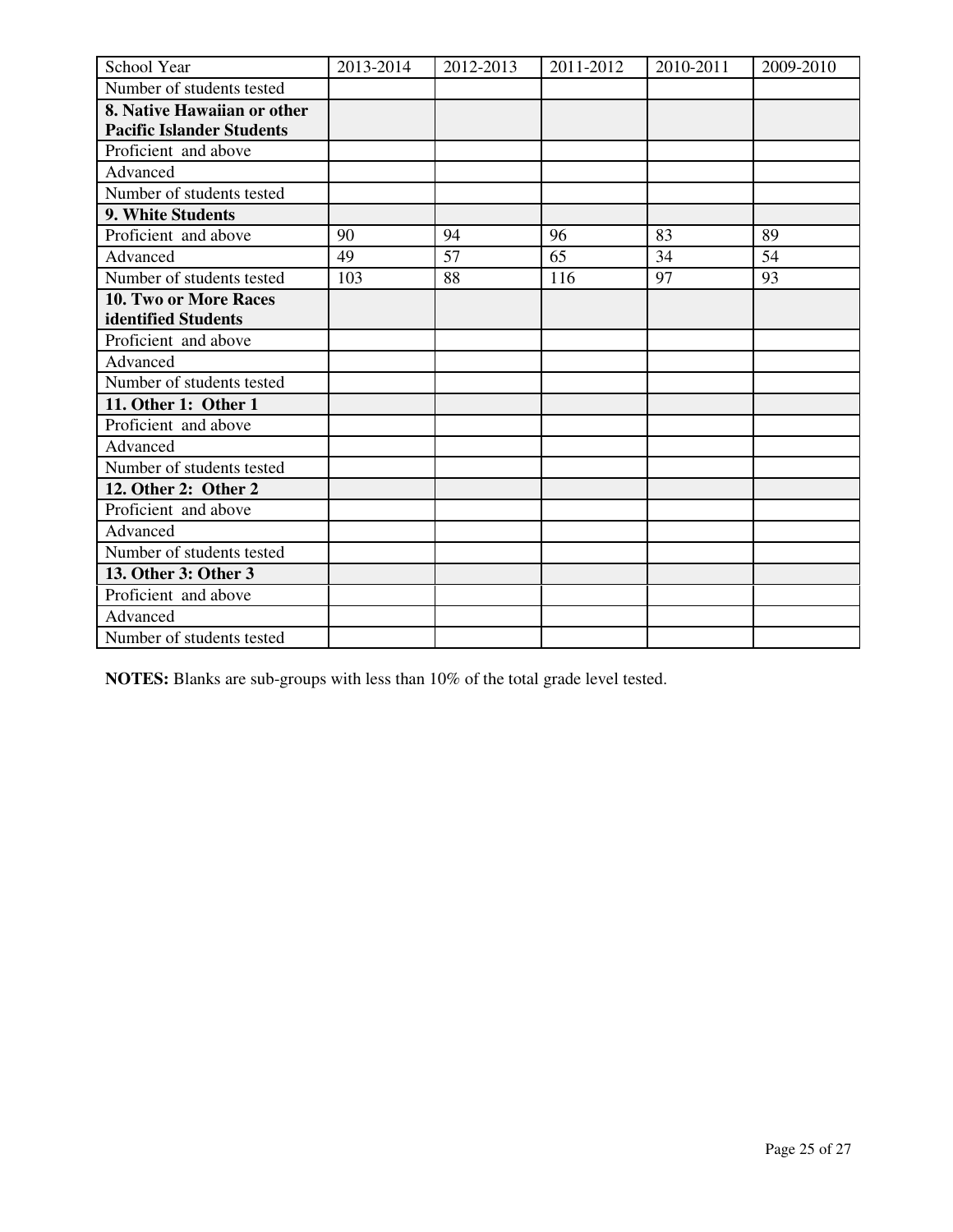| School Year | 2013-2014 | 2012-2013 | 2011-2012 | 2010-2011 | 2009-2010 |
|---|---|---|---|---|---|
| Number of students tested | | | | | |
| **8. Native Hawaiian or other Pacific Islander Students** | | | | | |
| Proficient and above | | | | | |
| Advanced | | | | | |
| Number of students tested | | | | | |
| **9. White Students** | | | | | |
| Proficient and above | 90 | 94 | 96 | 83 | 89 |
| Advanced | 49 | 57 | 65 | 34 | 54 |
| Number of students tested | 103 | 88 | 116 | 97 | 93 |
| **10. Two or More Races identified Students** | | | | | |
| Proficient and above | | | | | |
| Advanced | | | | | |
| Number of students tested | | | | | |
| **11. Other 1: Other 1** | | | | | |
| Proficient and above | | | | | |
| Advanced | | | | | |
| Number of students tested | | | | | |
| **12. Other 2: Other 2** | | | | | |
| Proficient and above | | | | | |
| Advanced | | | | | |
| Number of students tested | | | | | |
| **13. Other 3: Other 3** | | | | | |
| Proficient and above | | | | | |
| Advanced | | | | | |
| Number of students tested | | | | | |

**NOTES:** Blanks are sub-groups with less than 10% of the total grade level tested.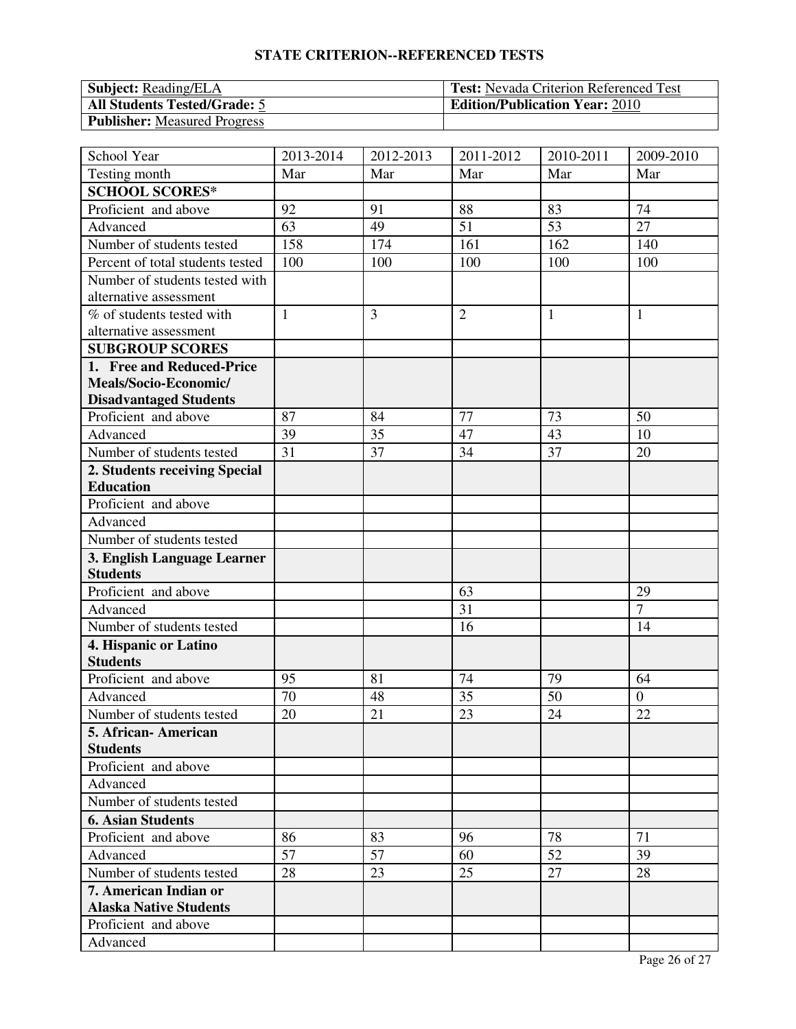## STATE CRITERION--REFERENCED TESTS

| **Subject:** Reading/ELA | **Test:** Nevada Criterion Referenced Test |
|---|---|
| **All Students Tested/Grade:** 5 | **Edition/Publication Year:** 2010 |
| **Publisher:** Measured Progress | |

| School Year | 2013-2014 | 2012-2013 | 2011-2012 | 2010-2011 | 2009-2010 |
|---|---|---|---|---|---|
| Testing month | Mar | Mar | Mar | Mar | Mar |
| **SCHOOL SCORES*** | | | | | |
| Proficient and above | 92 | 91 | 88 | 83 | 74 |
| Advanced | 63 | 49 | 51 | 53 | 27 |
| Number of students tested | 158 | 174 | 161 | 162 | 140 |
| Percent of total students tested | 100 | 100 | 100 | 100 | 100 |
| Number of students tested with alternative assessment | | | | | |
| % of students tested with alternative assessment | 1 | 3 | 2 | 1 | 1 |
| **SUBGROUP SCORES** | | | | | |
| **1. Free and Reduced-Price Meals/Socio-Economic/ Disadvantaged Students** | | | | | |
| Proficient and above | 87 | 84 | 77 | 73 | 50 |
| Advanced | 39 | 35 | 47 | 43 | 10 |
| Number of students tested | 31 | 37 | 34 | 37 | 20 |
| **2. Students receiving Special Education** | | | | | |
| Proficient and above | | | | | |
| Advanced | | | | | |
| Number of students tested | | | | | |
| **3. English Language Learner Students** | | | | | |
| Proficient and above | | | 63 | | 29 |
| Advanced | | | 31 | | 7 |
| Number of students tested | | | 16 | | 14 |
| **4. Hispanic or Latino Students** | | | | | |
| Proficient and above | 95 | 81 | 74 | 79 | 64 |
| Advanced | 70 | 48 | 35 | 50 | 0 |
| Number of students tested | 20 | 21 | 23 | 24 | 22 |
| **5. African- American Students** | | | | | |
| Proficient and above | | | | | |
| Advanced | | | | | |
| Number of students tested | | | | | |
| **6. Asian Students** | | | | | |
| Proficient and above | 86 | 83 | 96 | 78 | 71 |
| Advanced | 57 | 57 | 60 | 52 | 39 |
| Number of students tested | 28 | 23 | 25 | 27 | 28 |
| **7. American Indian or Alaska Native Students** | | | | | |
| Proficient and above | | | | | |
| Advanced | | | | | |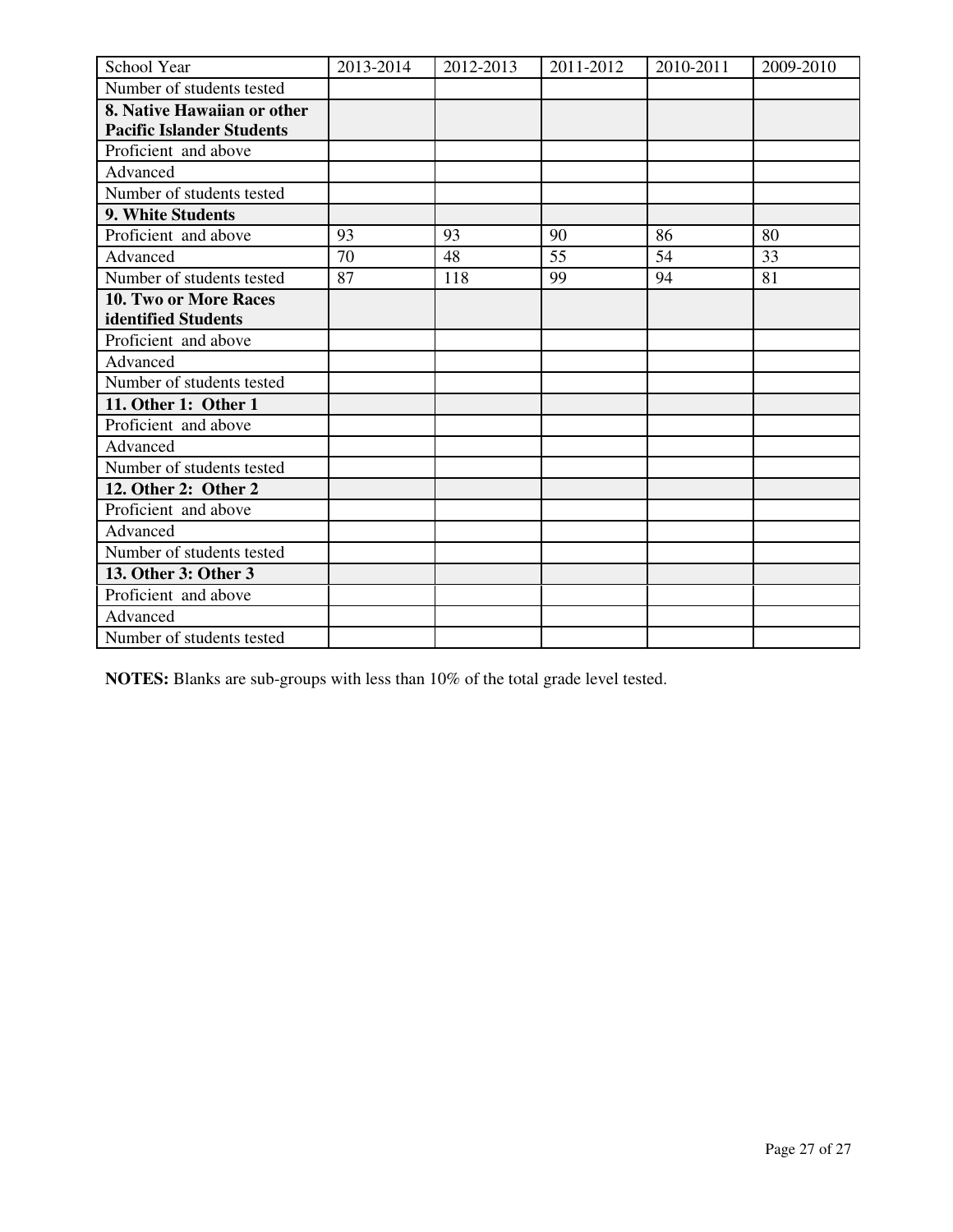| School Year | 2013-2014 | 2012-2013 | 2011-2012 | 2010-2011 | 2009-2010 |
|---|---|---|---|---|---|
| Number of students tested | | | | | |
| **8. Native Hawaiian or other Pacific Islander Students** | | | | | |
| Proficient and above | | | | | |
| Advanced | | | | | |
| Number of students tested | | | | | |
| **9. White Students** | | | | | |
| Proficient and above | 93 | 93 | 90 | 86 | 80 |
| Advanced | 70 | 48 | 55 | 54 | 33 |
| Number of students tested | 87 | 118 | 99 | 94 | 81 |
| **10. Two or More Races identified Students** | | | | | |
| Proficient and above | | | | | |
| Advanced | | | | | |
| Number of students tested | | | | | |
| **11. Other 1: Other 1** | | | | | |
| Proficient and above | | | | | |
| Advanced | | | | | |
| Number of students tested | | | | | |
| **12. Other 2: Other 2** | | | | | |
| Proficient and above | | | | | |
| Advanced | | | | | |
| Number of students tested | | | | | |
| **13. Other 3: Other 3** | | | | | |
| Proficient and above | | | | | |
| Advanced | | | | | |
| Number of students tested | | | | | |

**NOTES:** Blanks are sub-groups with less than 10% of the total grade level tested.